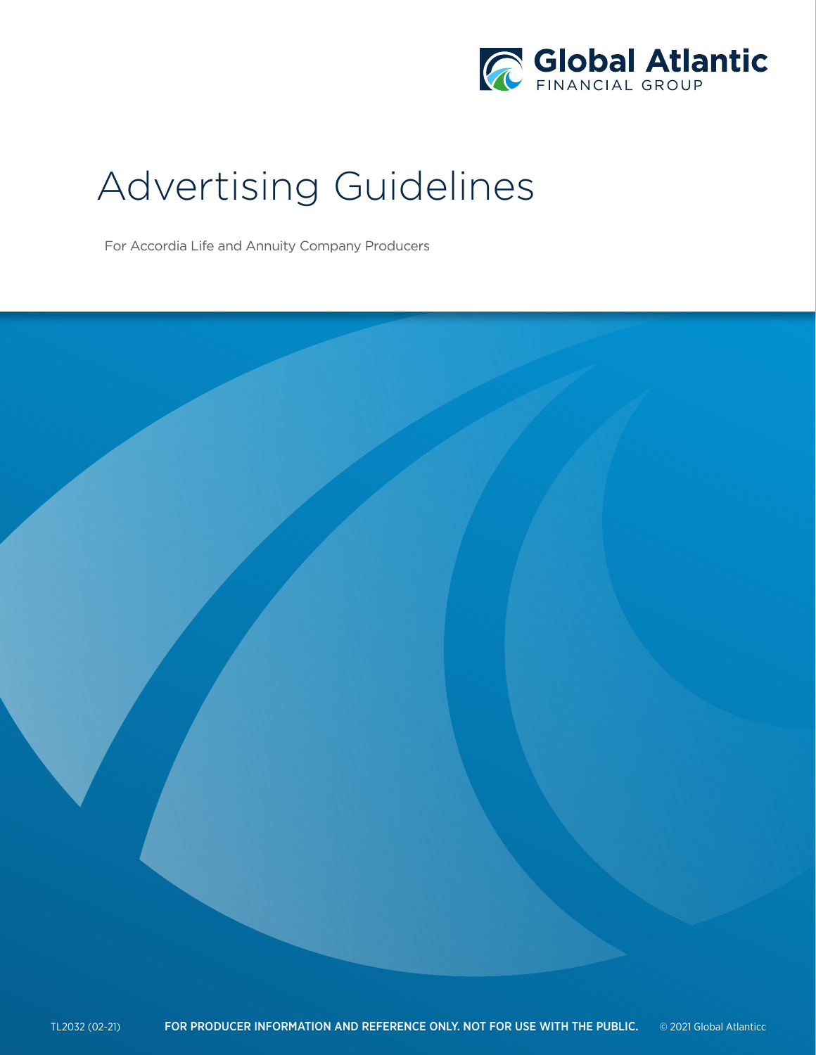Global Atlantic
FINANCIAL GROUP

# Advertising Guidelines

For Accordia Life and Annuity Company Producers

TL2032 (02-21) **FOR PRODUCER INFORMATION AND REFERENCE ONLY. NOT FOR USE WITH THE PUBLIC.** © 2021 Global Atlanticc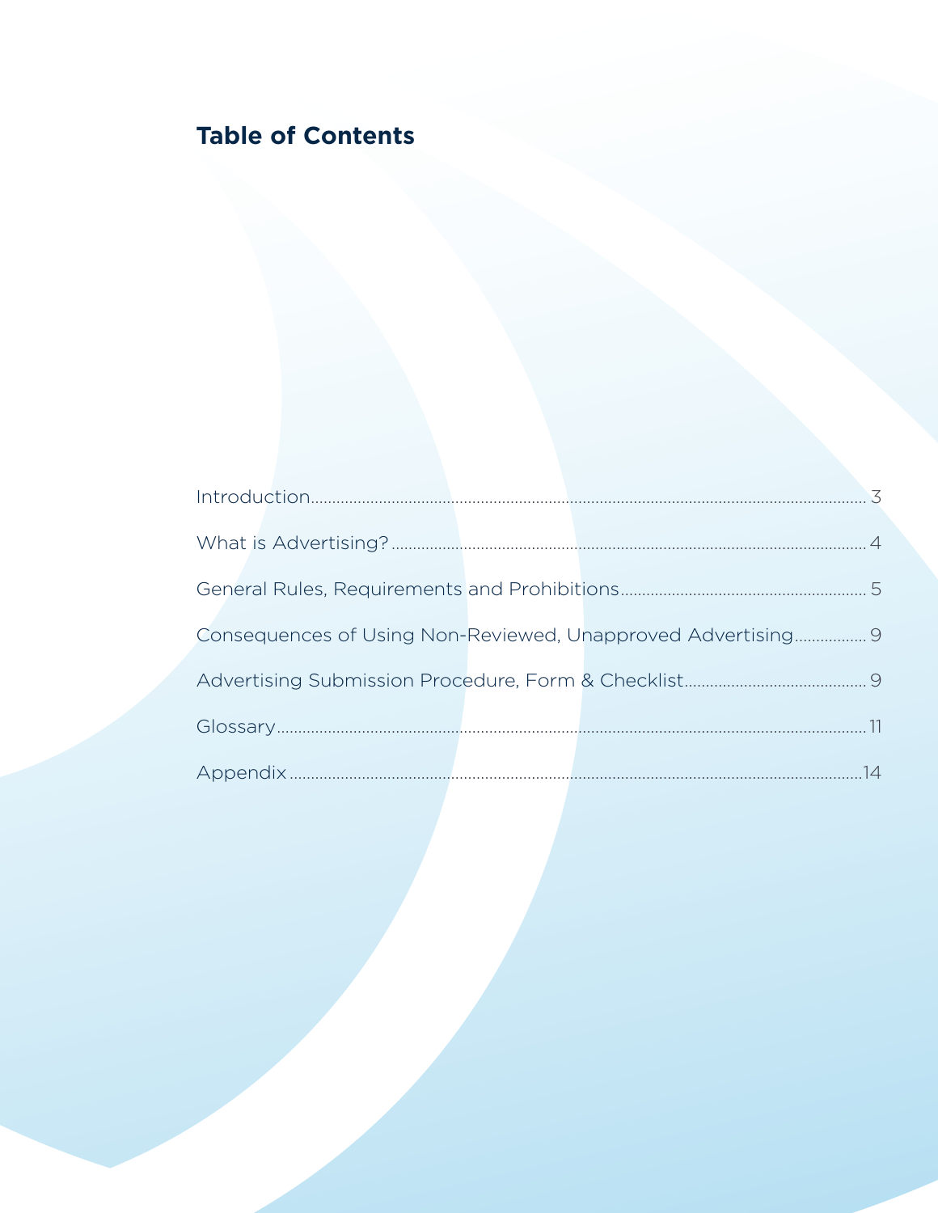# Table of Contents

| Section | Page |
|---|---|
| Introduction | 3 |
| What is Advertising? | 4 |
| General Rules, Requirements and Prohibitions | 5 |
| Consequences of Using Non-Reviewed, Unapproved Advertising | 9 |
| Advertising Submission Procedure, Form & Checklist | 9 |
| Glossary | 11 |
| Appendix | 14 |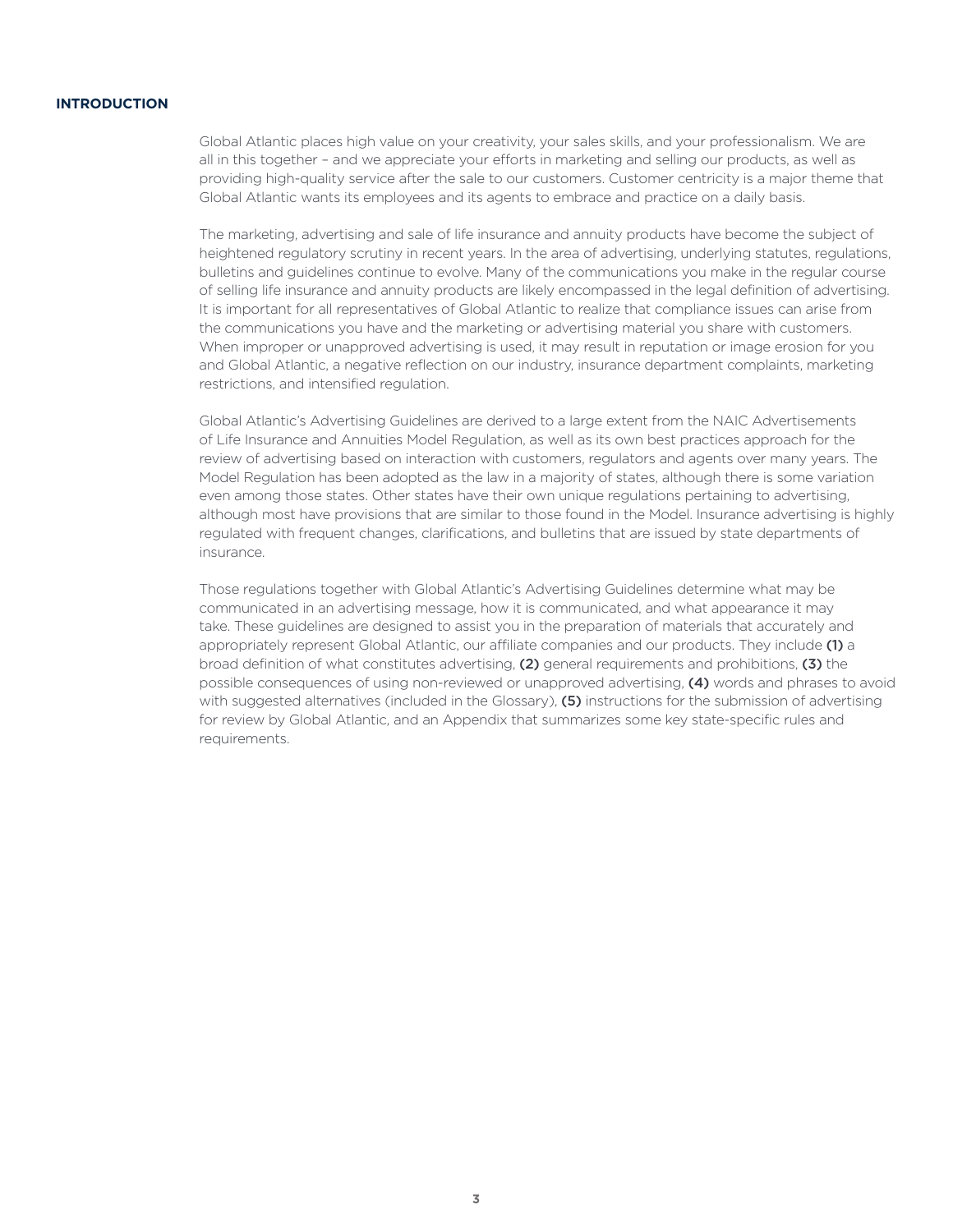## INTRODUCTION

Global Atlantic places high value on your creativity, your sales skills, and your professionalism. We are all in this together – and we appreciate your efforts in marketing and selling our products, as well as providing high-quality service after the sale to our customers. Customer centricity is a major theme that Global Atlantic wants its employees and its agents to embrace and practice on a daily basis.

The marketing, advertising and sale of life insurance and annuity products have become the subject of heightened regulatory scrutiny in recent years. In the area of advertising, underlying statutes, regulations, bulletins and guidelines continue to evolve. Many of the communications you make in the regular course of selling life insurance and annuity products are likely encompassed in the legal definition of advertising. It is important for all representatives of Global Atlantic to realize that compliance issues can arise from the communications you have and the marketing or advertising material you share with customers. When improper or unapproved advertising is used, it may result in reputation or image erosion for you and Global Atlantic, a negative reflection on our industry, insurance department complaints, marketing restrictions, and intensified regulation.

Global Atlantic's Advertising Guidelines are derived to a large extent from the NAIC Advertisements of Life Insurance and Annuities Model Regulation, as well as its own best practices approach for the review of advertising based on interaction with customers, regulators and agents over many years. The Model Regulation has been adopted as the law in a majority of states, although there is some variation even among those states. Other states have their own unique regulations pertaining to advertising, although most have provisions that are similar to those found in the Model. Insurance advertising is highly regulated with frequent changes, clarifications, and bulletins that are issued by state departments of insurance.

Those regulations together with Global Atlantic's Advertising Guidelines determine what may be communicated in an advertising message, how it is communicated, and what appearance it may take. These guidelines are designed to assist you in the preparation of materials that accurately and appropriately represent Global Atlantic, our affiliate companies and our products. They include **(1)** a broad definition of what constitutes advertising, **(2)** general requirements and prohibitions, **(3)** the possible consequences of using non-reviewed or unapproved advertising, **(4)** words and phrases to avoid with suggested alternatives (included in the Glossary), **(5)** instructions for the submission of advertising for review by Global Atlantic, and an Appendix that summarizes some key state-specific rules and requirements.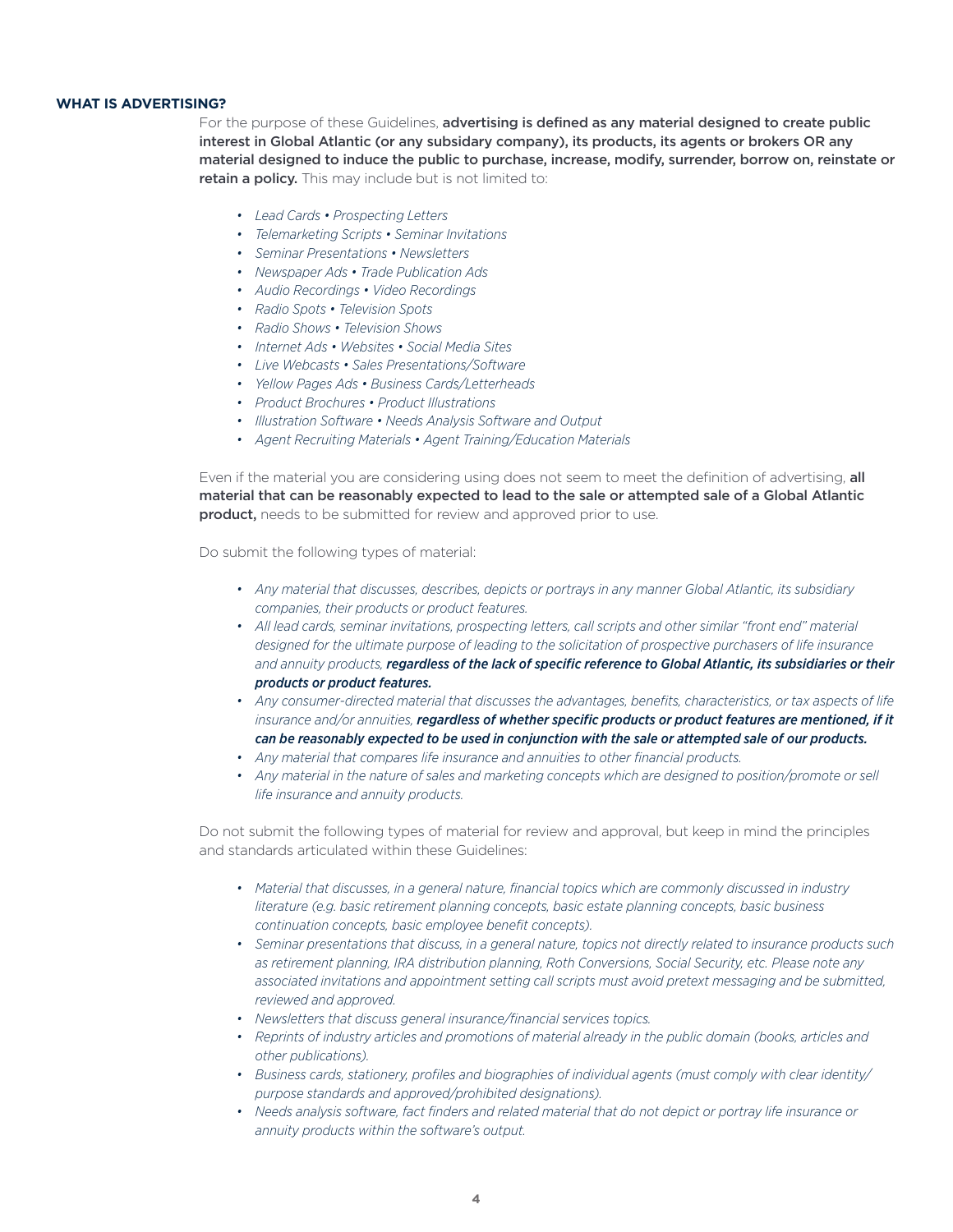## WHAT IS ADVERTISING?

For the purpose of these Guidelines, **advertising is defined as any material designed to create public interest in Global Atlantic (or any subsidary company), its products, its agents or brokers OR any material designed to induce the public to purchase, increase, modify, surrender, borrow on, reinstate or retain a policy.** This may include but is not limited to:

- *Lead Cards • Prospecting Letters*
- *Telemarketing Scripts • Seminar Invitations*
- *Seminar Presentations • Newsletters*
- *Newspaper Ads • Trade Publication Ads*
- *Audio Recordings • Video Recordings*
- *Radio Spots • Television Spots*
- *Radio Shows • Television Shows*
- *Internet Ads • Websites • Social Media Sites*
- *Live Webcasts • Sales Presentations/Software*
- *Yellow Pages Ads • Business Cards/Letterheads*
- *Product Brochures • Product Illustrations*
- *Illustration Software • Needs Analysis Software and Output*
- *Agent Recruiting Materials • Agent Training/Education Materials*

Even if the material you are considering using does not seem to meet the definition of advertising, **all material that can be reasonably expected to lead to the sale or attempted sale of a Global Atlantic product,** needs to be submitted for review and approved prior to use.

Do submit the following types of material:

- *Any material that discusses, describes, depicts or portrays in any manner Global Atlantic, its subsidiary companies, their products or product features.*
- *All lead cards, seminar invitations, prospecting letters, call scripts and other similar "front end" material designed for the ultimate purpose of leading to the solicitation of prospective purchasers of life insurance and annuity products,* ***regardless of the lack of specific reference to Global Atlantic, its subsidiaries or their products or product features.***
- *Any consumer-directed material that discusses the advantages, benefits, characteristics, or tax aspects of life insurance and/or annuities,* ***regardless of whether specific products or product features are mentioned, if it can be reasonably expected to be used in conjunction with the sale or attempted sale of our products.***
- *Any material that compares life insurance and annuities to other financial products.*
- *Any material in the nature of sales and marketing concepts which are designed to position/promote or sell life insurance and annuity products.*

Do not submit the following types of material for review and approval, but keep in mind the principles and standards articulated within these Guidelines:

- *Material that discusses, in a general nature, financial topics which are commonly discussed in industry literature (e.g. basic retirement planning concepts, basic estate planning concepts, basic business continuation concepts, basic employee benefit concepts).*
- *Seminar presentations that discuss, in a general nature, topics not directly related to insurance products such as retirement planning, IRA distribution planning, Roth Conversions, Social Security, etc. Please note any associated invitations and appointment setting call scripts must avoid pretext messaging and be submitted, reviewed and approved.*
- *Newsletters that discuss general insurance/financial services topics.*
- *Reprints of industry articles and promotions of material already in the public domain (books, articles and other publications).*
- *Business cards, stationery, profiles and biographies of individual agents (must comply with clear identity/purpose standards and approved/prohibited designations).*
- *Needs analysis software, fact finders and related material that do not depict or portray life insurance or annuity products within the software's output.*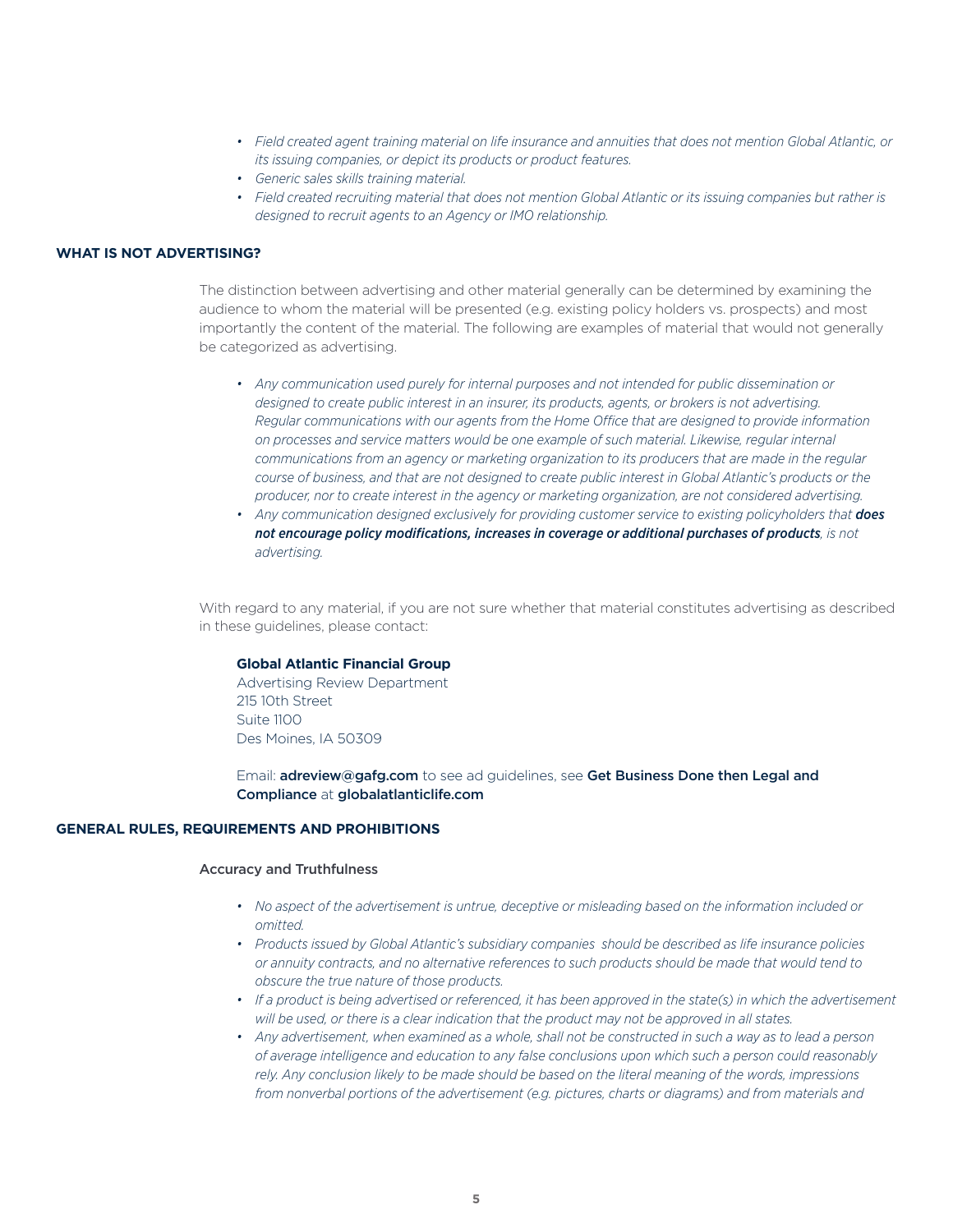- *Field created agent training material on life insurance and annuities that does not mention Global Atlantic, or its issuing companies, or depict its products or product features.*
- *Generic sales skills training material.*
- *Field created recruiting material that does not mention Global Atlantic or its issuing companies but rather is designed to recruit agents to an Agency or IMO relationship.*

## WHAT IS NOT ADVERTISING?

The distinction between advertising and other material generally can be determined by examining the audience to whom the material will be presented (e.g. existing policy holders vs. prospects) and most importantly the content of the material. The following are examples of material that would not generally be categorized as advertising.

- *Any communication used purely for internal purposes and not intended for public dissemination or designed to create public interest in an insurer, its products, agents, or brokers is not advertising. Regular communications with our agents from the Home Office that are designed to provide information on processes and service matters would be one example of such material. Likewise, regular internal communications from an agency or marketing organization to its producers that are made in the regular course of business, and that are not designed to create public interest in Global Atlantic's products or the producer, nor to create interest in the agency or marketing organization, are not considered advertising.*
- *Any communication designed exclusively for providing customer service to existing policyholders that **does not encourage policy modifications, increases in coverage or additional purchases of products**, is not advertising.*

With regard to any material, if you are not sure whether that material constitutes advertising as described in these guidelines, please contact:

**Global Atlantic Financial Group**
Advertising Review Department
215 10th Street
Suite 1100
Des Moines, IA 50309

Email: **adreview@gafg.com** to see ad guidelines, see **Get Business Done then Legal and Compliance** at **globalatlanticlife.com**

## GENERAL RULES, REQUIREMENTS AND PROHIBITIONS

### Accuracy and Truthfulness

- *No aspect of the advertisement is untrue, deceptive or misleading based on the information included or omitted.*
- *Products issued by Global Atlantic's subsidiary companies should be described as life insurance policies or annuity contracts, and no alternative references to such products should be made that would tend to obscure the true nature of those products.*
- *If a product is being advertised or referenced, it has been approved in the state(s) in which the advertisement will be used, or there is a clear indication that the product may not be approved in all states.*
- *Any advertisement, when examined as a whole, shall not be constructed in such a way as to lead a person of average intelligence and education to any false conclusions upon which such a person could reasonably rely. Any conclusion likely to be made should be based on the literal meaning of the words, impressions from nonverbal portions of the advertisement (e.g. pictures, charts or diagrams) and from materials and*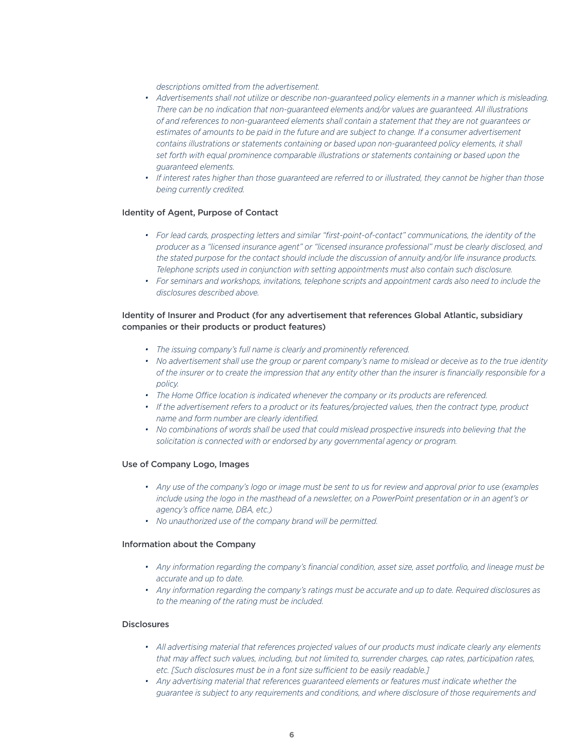*descriptions omitted from the advertisement.*

- *Advertisements shall not utilize or describe non-guaranteed policy elements in a manner which is misleading. There can be no indication that non-guaranteed elements and/or values are guaranteed. All illustrations of and references to non-guaranteed elements shall contain a statement that they are not guarantees or estimates of amounts to be paid in the future and are subject to change. If a consumer advertisement contains illustrations or statements containing or based upon non-guaranteed policy elements, it shall set forth with equal prominence comparable illustrations or statements containing or based upon the guaranteed elements.*
- *If interest rates higher than those guaranteed are referred to or illustrated, they cannot be higher than those being currently credited.*

### Identity of Agent, Purpose of Contact

- *For lead cards, prospecting letters and similar "first-point-of-contact" communications, the identity of the producer as a "licensed insurance agent" or "licensed insurance professional" must be clearly disclosed, and the stated purpose for the contact should include the discussion of annuity and/or life insurance products. Telephone scripts used in conjunction with setting appointments must also contain such disclosure.*
- *For seminars and workshops, invitations, telephone scripts and appointment cards also need to include the disclosures described above.*

### Identity of Insurer and Product (for any advertisement that references Global Atlantic, subsidiary companies or their products or product features)

- *The issuing company's full name is clearly and prominently referenced.*
- *No advertisement shall use the group or parent company's name to mislead or deceive as to the true identity of the insurer or to create the impression that any entity other than the insurer is financially responsible for a policy.*
- *The Home Office location is indicated whenever the company or its products are referenced.*
- *If the advertisement refers to a product or its features/projected values, then the contract type, product name and form number are clearly identified.*
- *No combinations of words shall be used that could mislead prospective insureds into believing that the solicitation is connected with or endorsed by any governmental agency or program.*

### Use of Company Logo, Images

- *Any use of the company's logo or image must be sent to us for review and approval prior to use (examples include using the logo in the masthead of a newsletter, on a PowerPoint presentation or in an agent's or agency's office name, DBA, etc.)*
- *No unauthorized use of the company brand will be permitted.*

### Information about the Company

- *Any information regarding the company's financial condition, asset size, asset portfolio, and lineage must be accurate and up to date.*
- *Any information regarding the company's ratings must be accurate and up to date. Required disclosures as to the meaning of the rating must be included.*

### Disclosures

- *All advertising material that references projected values of our products must indicate clearly any elements that may affect such values, including, but not limited to, surrender charges, cap rates, participation rates, etc. [Such disclosures must be in a font size sufficient to be easily readable.]*
- *Any advertising material that references guaranteed elements or features must indicate whether the guarantee is subject to any requirements and conditions, and where disclosure of those requirements and*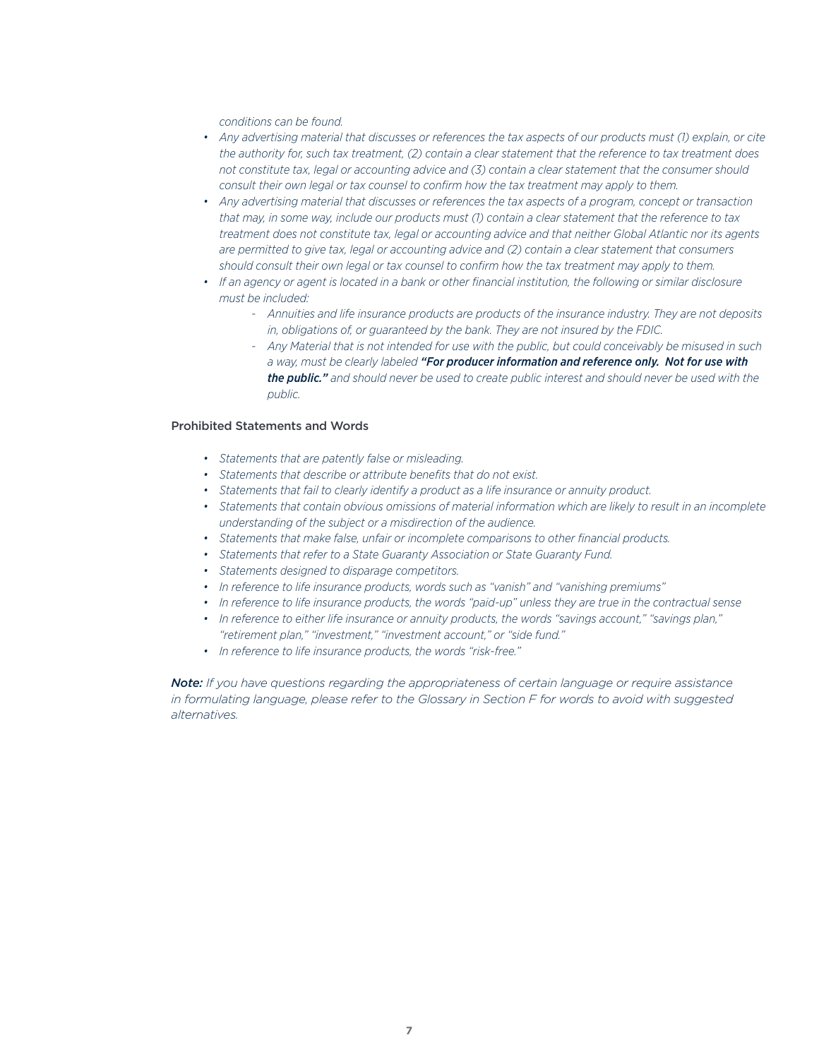*conditions can be found.*

- *Any advertising material that discusses or references the tax aspects of our products must (1) explain, or cite the authority for, such tax treatment, (2) contain a clear statement that the reference to tax treatment does not constitute tax, legal or accounting advice and (3) contain a clear statement that the consumer should consult their own legal or tax counsel to confirm how the tax treatment may apply to them.*
- *Any advertising material that discusses or references the tax aspects of a program, concept or transaction that may, in some way, include our products must (1) contain a clear statement that the reference to tax treatment does not constitute tax, legal or accounting advice and that neither Global Atlantic nor its agents are permitted to give tax, legal or accounting advice and (2) contain a clear statement that consumers should consult their own legal or tax counsel to confirm how the tax treatment may apply to them.*
- *If an agency or agent is located in a bank or other financial institution, the following or similar disclosure must be included:*
    - *Annuities and life insurance products are products of the insurance industry. They are not deposits in, obligations of, or guaranteed by the bank. They are not insured by the FDIC.*
    - *Any Material that is not intended for use with the public, but could conceivably be misused in such a way, must be clearly labeled* ***"For producer information and reference only. Not for use with the public."*** *and should never be used to create public interest and should never be used with the public.*

### Prohibited Statements and Words

- *Statements that are patently false or misleading.*
- *Statements that describe or attribute benefits that do not exist.*
- *Statements that fail to clearly identify a product as a life insurance or annuity product.*
- *Statements that contain obvious omissions of material information which are likely to result in an incomplete understanding of the subject or a misdirection of the audience.*
- *Statements that make false, unfair or incomplete comparisons to other financial products.*
- *Statements that refer to a State Guaranty Association or State Guaranty Fund.*
- *Statements designed to disparage competitors.*
- *In reference to life insurance products, words such as "vanish" and "vanishing premiums"*
- *In reference to life insurance products, the words "paid-up" unless they are true in the contractual sense*
- *In reference to either life insurance or annuity products, the words "savings account," "savings plan," "retirement plan," "investment," "investment account," or "side fund."*
- *In reference to life insurance products, the words "risk-free."*

***Note:*** *If you have questions regarding the appropriateness of certain language or require assistance in formulating language, please refer to the Glossary in Section F for words to avoid with suggested alternatives.*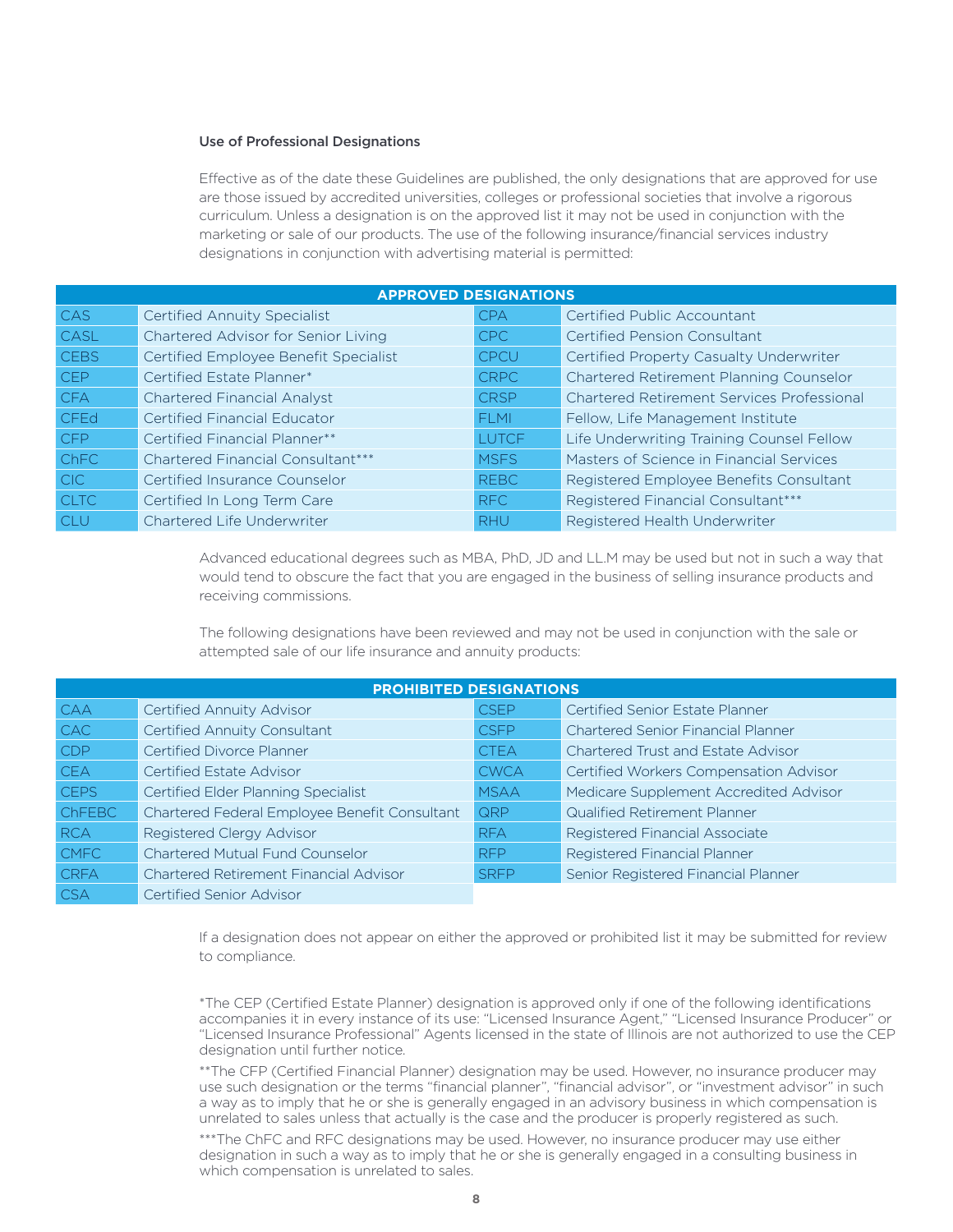### Use of Professional Designations

Effective as of the date these Guidelines are published, the only designations that are approved for use are those issued by accredited universities, colleges or professional societies that involve a rigorous curriculum. Unless a designation is on the approved list it may not be used in conjunction with the marketing or sale of our products. The use of the following insurance/financial services industry designations in conjunction with advertising material is permitted:

| APPROVED DESIGNATIONS | | | |
|---|---|---|---|
| CAS | Certified Annuity Specialist | CPA | Certified Public Accountant |
| CASL | Chartered Advisor for Senior Living | CPC | Certified Pension Consultant |
| CEBS | Certified Employee Benefit Specialist | CPCU | Certified Property Casualty Underwriter |
| CEP | Certified Estate Planner* | CRPC | Chartered Retirement Planning Counselor |
| CFA | Chartered Financial Analyst | CRSP | Chartered Retirement Services Professional |
| CFEd | Certified Financial Educator | FLMI | Fellow, Life Management Institute |
| CFP | Certified Financial Planner** | LUTCF | Life Underwriting Training Counsel Fellow |
| ChFC | Chartered Financial Consultant*** | MSFS | Masters of Science in Financial Services |
| CIC | Certified Insurance Counselor | REBC | Registered Employee Benefits Consultant |
| CLTC | Certified In Long Term Care | RFC | Registered Financial Consultant*** |
| CLU | Chartered Life Underwriter | RHU | Registered Health Underwriter |

Advanced educational degrees such as MBA, PhD, JD and LL.M may be used but not in such a way that would tend to obscure the fact that you are engaged in the business of selling insurance products and receiving commissions.

The following designations have been reviewed and may not be used in conjunction with the sale or attempted sale of our life insurance and annuity products:

| PROHIBITED DESIGNATIONS | | | |
|---|---|---|---|
| CAA | Certified Annuity Advisor | CSEP | Certified Senior Estate Planner |
| CAC | Certified Annuity Consultant | CSFP | Chartered Senior Financial Planner |
| CDP | Certified Divorce Planner | CTEA | Chartered Trust and Estate Advisor |
| CEA | Certified Estate Advisor | CWCA | Certified Workers Compensation Advisor |
| CEPS | Certified Elder Planning Specialist | MSAA | Medicare Supplement Accredited Advisor |
| ChFEBC | Chartered Federal Employee Benefit Consultant | QRP | Qualified Retirement Planner |
| RCA | Registered Clergy Advisor | RFA | Registered Financial Associate |
| CMFC | Chartered Mutual Fund Counselor | RFP | Registered Financial Planner |
| CRFA | Chartered Retirement Financial Advisor | SRFP | Senior Registered Financial Planner |
| CSA | Certified Senior Advisor | | |

If a designation does not appear on either the approved or prohibited list it may be submitted for review to compliance.

*The CEP (Certified Estate Planner) designation is approved only if one of the following identifications accompanies it in every instance of its use: "Licensed Insurance Agent," "Licensed Insurance Producer" or "Licensed Insurance Professional" Agents licensed in the state of Illinois are not authorized to use the CEP designation until further notice.

**The CFP (Certified Financial Planner) designation may be used. However, no insurance producer may use such designation or the terms "financial planner", "financial advisor", or "investment advisor" in such a way as to imply that he or she is generally engaged in an advisory business in which compensation is unrelated to sales unless that actually is the case and the producer is properly registered as such.

***The ChFC and RFC designations may be used. However, no insurance producer may use either designation in such a way as to imply that he or she is generally engaged in a consulting business in which compensation is unrelated to sales.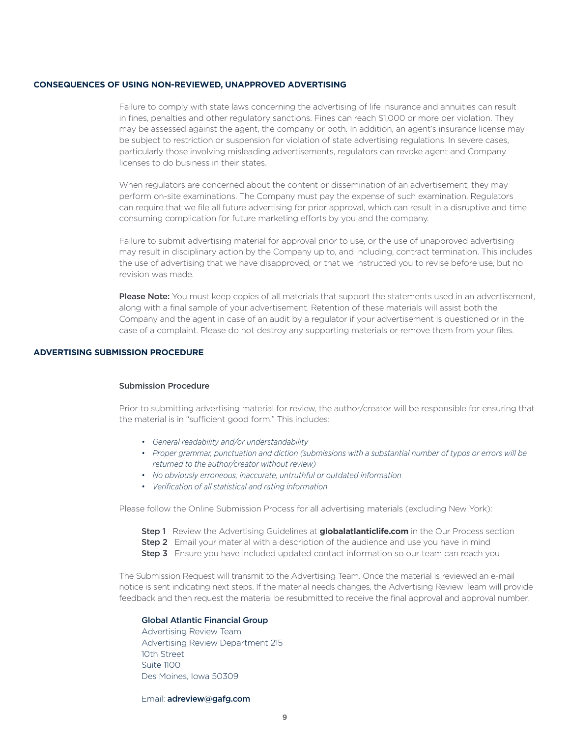## CONSEQUENCES OF USING NON-REVIEWED, UNAPPROVED ADVERTISING

Failure to comply with state laws concerning the advertising of life insurance and annuities can result in fines, penalties and other regulatory sanctions. Fines can reach $1,000 or more per violation. They may be assessed against the agent, the company or both. In addition, an agent's insurance license may be subject to restriction or suspension for violation of state advertising regulations. In severe cases, particularly those involving misleading advertisements, regulators can revoke agent and Company licenses to do business in their states.

When regulators are concerned about the content or dissemination of an advertisement, they may perform on-site examinations. The Company must pay the expense of such examination. Regulators can require that we file all future advertising for prior approval, which can result in a disruptive and time consuming complication for future marketing efforts by you and the company.

Failure to submit advertising material for approval prior to use, or the use of unapproved advertising may result in disciplinary action by the Company up to, and including, contract termination. This includes the use of advertising that we have disapproved, or that we instructed you to revise before use, but no revision was made.

**Please Note:** You must keep copies of all materials that support the statements used in an advertisement, along with a final sample of your advertisement. Retention of these materials will assist both the Company and the agent in case of an audit by a regulator if your advertisement is questioned or in the case of a complaint. Please do not destroy any supporting materials or remove them from your files.

## ADVERTISING SUBMISSION PROCEDURE

### Submission Procedure

Prior to submitting advertising material for review, the author/creator will be responsible for ensuring that the material is in "sufficient good form." This includes:

- *General readability and/or understandability*
- *Proper grammar, punctuation and diction (submissions with a substantial number of typos or errors will be returned to the author/creator without review)*
- *No obviously erroneous, inaccurate, untruthful or outdated information*
- *Verification of all statistical and rating information*

Please follow the Online Submission Process for all advertising materials (excluding New York):

**Step 1** Review the Advertising Guidelines at **globalatlanticlife.com** in the Our Process section
**Step 2** Email your material with a description of the audience and use you have in mind
**Step 3** Ensure you have included updated contact information so our team can reach you

The Submission Request will transmit to the Advertising Team. Once the material is reviewed an e-mail notice is sent indicating next steps. If the material needs changes, the Advertising Review Team will provide feedback and then request the material be resubmitted to receive the final approval and approval number.

**Global Atlantic Financial Group**
Advertising Review Team
Advertising Review Department 215
10th Street
Suite 1100
Des Moines, Iowa 50309

Email: **adreview@gafg.com**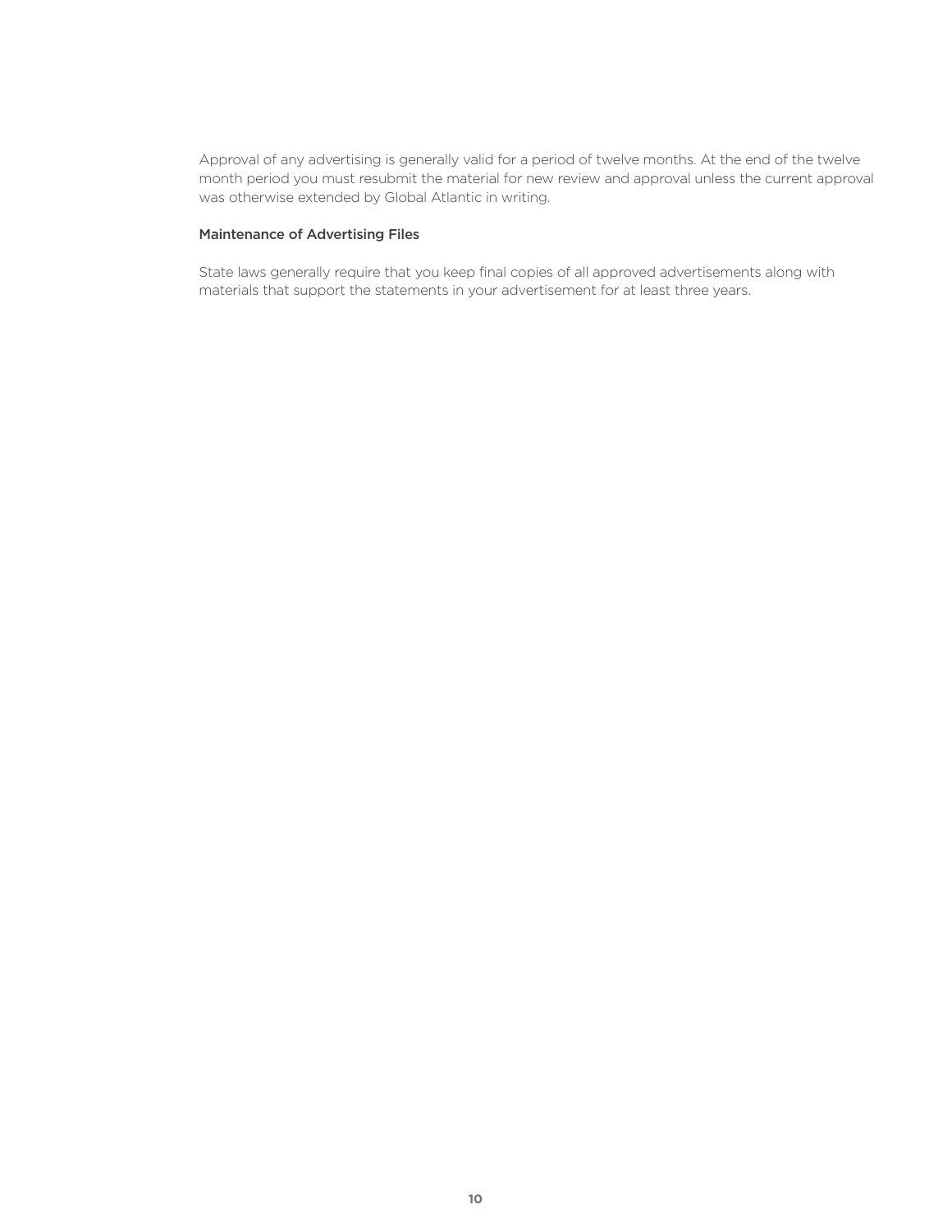Approval of any advertising is generally valid for a period of twelve months. At the end of the twelve month period you must resubmit the material for new review and approval unless the current approval was otherwise extended by Global Atlantic in writing.

### Maintenance of Advertising Files

State laws generally require that you keep final copies of all approved advertisements along with materials that support the statements in your advertisement for at least three years.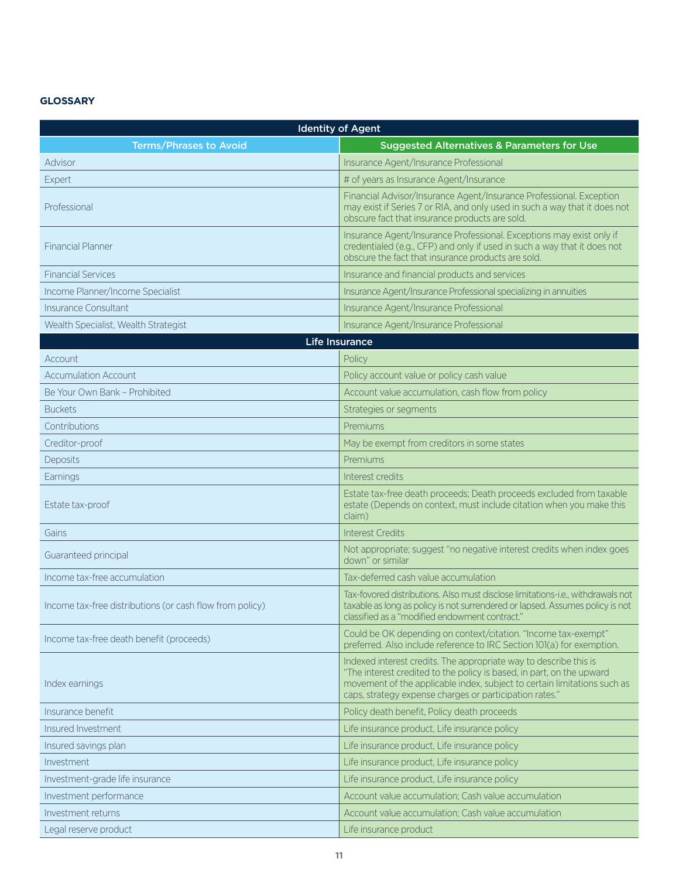## GLOSSARY

| Terms/Phrases to Avoid | Suggested Alternatives & Parameters for Use |
|---|---|
| **Identity of Agent** | |
| Advisor | Insurance Agent/Insurance Professional |
| Expert | # of years as Insurance Agent/Insurance |
| Professional | Financial Advisor/Insurance Agent/Insurance Professional. Exception may exist if Series 7 or RIA, and only used in such a way that it does not obscure fact that insurance products are sold. |
| Financial Planner | Insurance Agent/Insurance Professional. Exceptions may exist only if credentialed (e.g., CFP) and only if used in such a way that it does not obscure the fact that insurance products are sold. |
| Financial Services | Insurance and financial products and services |
| Income Planner/Income Specialist | Insurance Agent/Insurance Professional specializing in annuities |
| Insurance Consultant | Insurance Agent/Insurance Professional |
| Wealth Specialist, Wealth Strategist | Insurance Agent/Insurance Professional |
| **Life Insurance** | |
| Account | Policy |
| Accumulation Account | Policy account value or policy cash value |
| Be Your Own Bank – Prohibited | Account value accumulation, cash flow from policy |
| Buckets | Strategies or segments |
| Contributions | Premiums |
| Creditor-proof | May be exempt from creditors in some states |
| Deposits | Premiums |
| Earnings | Interest credits |
| Estate tax-proof | Estate tax-free death proceeds; Death proceeds excluded from taxable estate (Depends on context, must include citation when you make this claim) |
| Gains | Interest Credits |
| Guaranteed principal | Not appropriate; suggest "no negative interest credits when index goes down" or similar |
| Income tax-free accumulation | Tax-deferred cash value accumulation |
| Income tax-free distributions (or cash flow from policy) | Tax-favored distributions. Also must disclose limitations-i.e., withdrawals not taxable as long as policy is not surrendered or lapsed. Assumes policy is not classified as a "modified endowment contract." |
| Income tax-free death benefit (proceeds) | Could be OK depending on context/citation. "Income tax-exempt" preferred. Also include reference to IRC Section 101(a) for exemption. |
| Index earnings | Indexed interest credits. The appropriate way to describe this is "The interest credited to the policy is based, in part, on the upward movement of the applicable index, subject to certain limitations such as caps, strategy expense charges or participation rates." |
| Insurance benefit | Policy death benefit, Policy death proceeds |
| Insured Investment | Life insurance product, Life insurance policy |
| Insured savings plan | Life insurance product, Life insurance policy |
| Investment | Life insurance product, Life insurance policy |
| Investment-grade life insurance | Life insurance product, Life insurance policy |
| Investment performance | Account value accumulation; Cash value accumulation |
| Investment returns | Account value accumulation; Cash value accumulation |
| Legal reserve product | Life insurance product |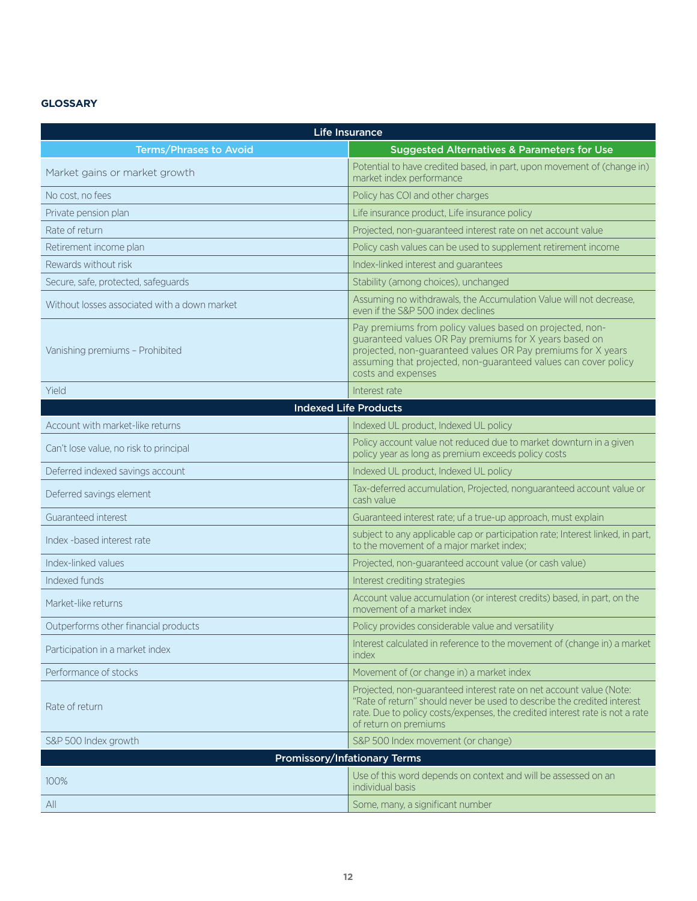**GLOSSARY**

| Terms/Phrases to Avoid | Suggested Alternatives & Parameters for Use |
|---|---|
| **Life Insurance** | |
| Market gains or market growth | Potential to have credited based, in part, upon movement of (change in) market index performance |
| No cost, no fees | Policy has COI and other charges |
| Private pension plan | Life insurance product, Life insurance policy |
| Rate of return | Projected, non-guaranteed interest rate on net account value |
| Retirement income plan | Policy cash values can be used to supplement retirement income |
| Rewards without risk | Index-linked interest and guarantees |
| Secure, safe, protected, safeguards | Stability (among choices), unchanged |
| Without losses associated with a down market | Assuming no withdrawals, the Accumulation Value will not decrease, even if the S&P 500 index declines |
| Vanishing premiums – Prohibited | Pay premiums from policy values based on projected, non-guaranteed values OR Pay premiums for X years based on projected, non-guaranteed values OR Pay premiums for X years assuming that projected, non-guaranteed values can cover policy costs and expenses |
| Yield | Interest rate |
| **Indexed Life Products** | |
| Account with market-like returns | Indexed UL product, Indexed UL policy |
| Can't lose value, no risk to principal | Policy account value not reduced due to market downturn in a given policy year as long as premium exceeds policy costs |
| Deferred indexed savings account | Indexed UL product, Indexed UL policy |
| Deferred savings element | Tax-deferred accumulation, Projected, nonguaranteed account value or cash value |
| Guaranteed interest | Guaranteed interest rate; uf a true-up approach, must explain |
| Index -based interest rate | subject to any applicable cap or participation rate; Interest linked, in part, to the movement of a major market index; |
| Index-linked values | Projected, non-guaranteed account value (or cash value) |
| Indexed funds | Interest crediting strategies |
| Market-like returns | Account value accumulation (or interest credits) based, in part, on the movement of a market index |
| Outperforms other financial products | Policy provides considerable value and versatility |
| Participation in a market index | Interest calculated in reference to the movement of (change in) a market index |
| Performance of stocks | Movement of (or change in) a market index |
| Rate of return | Projected, non-guaranteed interest rate on net account value (Note: "Rate of return" should never be used to describe the credited interest rate. Due to policy costs/expenses, the credited interest rate is not a rate of return on premiums |
| S&P 500 Index growth | S&P 500 Index movement (or change) |
| **Promissory/Infationary Terms** | |
| 100% | Use of this word depends on context and will be assessed on an individual basis |
| All | Some, many, a significant number |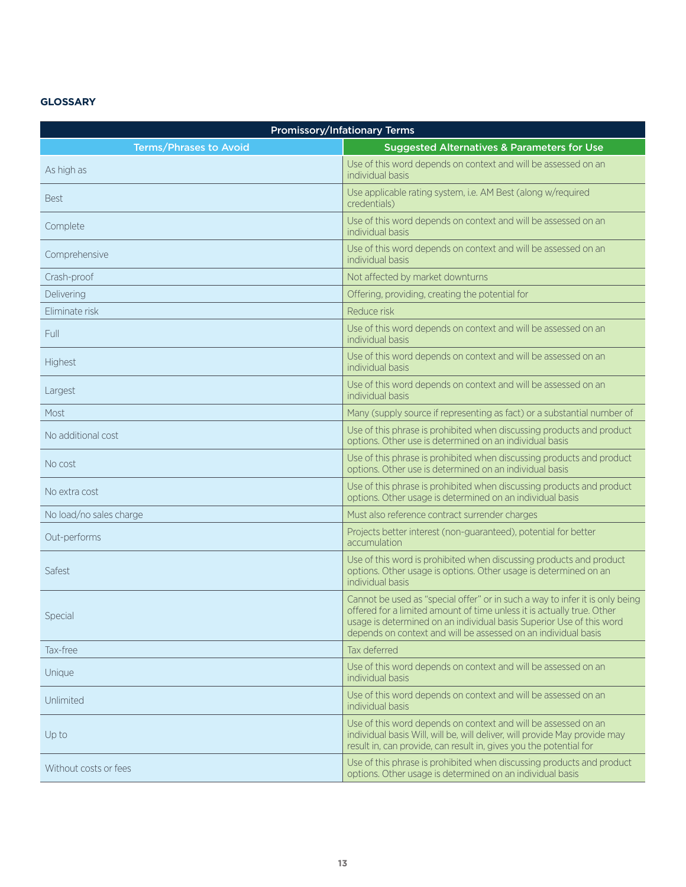**GLOSSARY**

| Promissory/Infationary Terms | |
|---|---|
| **Terms/Phrases to Avoid** | **Suggested Alternatives & Parameters for Use** |
| As high as | Use of this word depends on context and will be assessed on an individual basis |
| Best | Use applicable rating system, i.e. AM Best (along w/required credentials) |
| Complete | Use of this word depends on context and will be assessed on an individual basis |
| Comprehensive | Use of this word depends on context and will be assessed on an individual basis |
| Crash-proof | Not affected by market downturns |
| Delivering | Offering, providing, creating the potential for |
| Eliminate risk | Reduce risk |
| Full | Use of this word depends on context and will be assessed on an individual basis |
| Highest | Use of this word depends on context and will be assessed on an individual basis |
| Largest | Use of this word depends on context and will be assessed on an individual basis |
| Most | Many (supply source if representing as fact) or a substantial number of |
| No additional cost | Use of this phrase is prohibited when discussing products and product options. Other use is determined on an individual basis |
| No cost | Use of this phrase is prohibited when discussing products and product options. Other use is determined on an individual basis |
| No extra cost | Use of this phrase is prohibited when discussing products and product options. Other usage is determined on an individual basis |
| No load/no sales charge | Must also reference contract surrender charges |
| Out-performs | Projects better interest (non-guaranteed), potential for better accumulation |
| Safest | Use of this word is prohibited when discussing products and product options. Other usage is options. Other usage is determined on an individual basis |
| Special | Cannot be used as "special offer" or in such a way to infer it is only being offered for a limited amount of time unless it is actually true. Other usage is determined on an individual basis Superior Use of this word depends on context and will be assessed on an individual basis |
| Tax-free | Tax deferred |
| Unique | Use of this word depends on context and will be assessed on an individual basis |
| Unlimited | Use of this word depends on context and will be assessed on an individual basis |
| Up to | Use of this word depends on context and will be assessed on an individual basis Will, will be, will deliver, will provide May provide may result in, can provide, can result in, gives you the potential for |
| Without costs or fees | Use of this phrase is prohibited when discussing products and product options. Other usage is determined on an individual basis |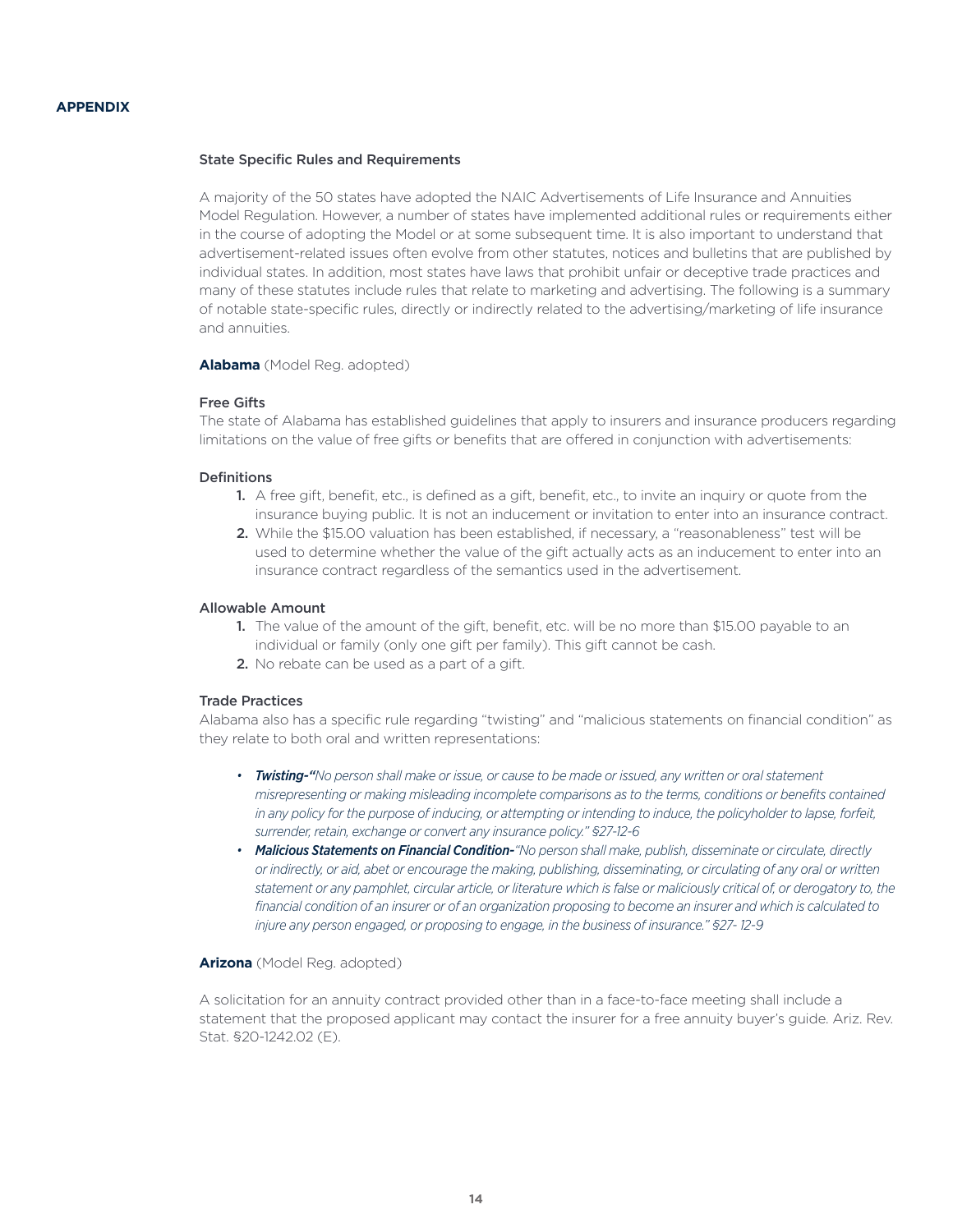## APPENDIX

### State Specific Rules and Requirements

A majority of the 50 states have adopted the NAIC Advertisements of Life Insurance and Annuities Model Regulation. However, a number of states have implemented additional rules or requirements either in the course of adopting the Model or at some subsequent time. It is also important to understand that advertisement-related issues often evolve from other statutes, notices and bulletins that are published by individual states. In addition, most states have laws that prohibit unfair or deceptive trade practices and many of these statutes include rules that relate to marketing and advertising. The following is a summary of notable state-specific rules, directly or indirectly related to the advertising/marketing of life insurance and annuities.

**Alabama** (Model Reg. adopted)

#### Free Gifts

The state of Alabama has established guidelines that apply to insurers and insurance producers regarding limitations on the value of free gifts or benefits that are offered in conjunction with advertisements:

#### Definitions

1. A free gift, benefit, etc., is defined as a gift, benefit, etc., to invite an inquiry or quote from the insurance buying public. It is not an inducement or invitation to enter into an insurance contract.
2. While the $15.00 valuation has been established, if necessary, a "reasonableness" test will be used to determine whether the value of the gift actually acts as an inducement to enter into an insurance contract regardless of the semantics used in the advertisement.

#### Allowable Amount

1. The value of the amount of the gift, benefit, etc. will be no more than $15.00 payable to an individual or family (only one gift per family). This gift cannot be cash.
2. No rebate can be used as a part of a gift.

#### Trade Practices

Alabama also has a specific rule regarding "twisting" and "malicious statements on financial condition" as they relate to both oral and written representations:

- ***Twisting-"****No person shall make or issue, or cause to be made or issued, any written or oral statement misrepresenting or making misleading incomplete comparisons as to the terms, conditions or benefits contained in any policy for the purpose of inducing, or attempting or intending to induce, the policyholder to lapse, forfeit, surrender, retain, exchange or convert any insurance policy." §27-12-6*
- ***Malicious Statements on Financial Condition-****"No person shall make, publish, disseminate or circulate, directly or indirectly, or aid, abet or encourage the making, publishing, disseminating, or circulating of any oral or written statement or any pamphlet, circular article, or literature which is false or maliciously critical of, or derogatory to, the financial condition of an insurer or of an organization proposing to become an insurer and which is calculated to injure any person engaged, or proposing to engage, in the business of insurance." §27- 12-9*

**Arizona** (Model Reg. adopted)

A solicitation for an annuity contract provided other than in a face-to-face meeting shall include a statement that the proposed applicant may contact the insurer for a free annuity buyer's guide. Ariz. Rev. Stat. §20-1242.02 (E).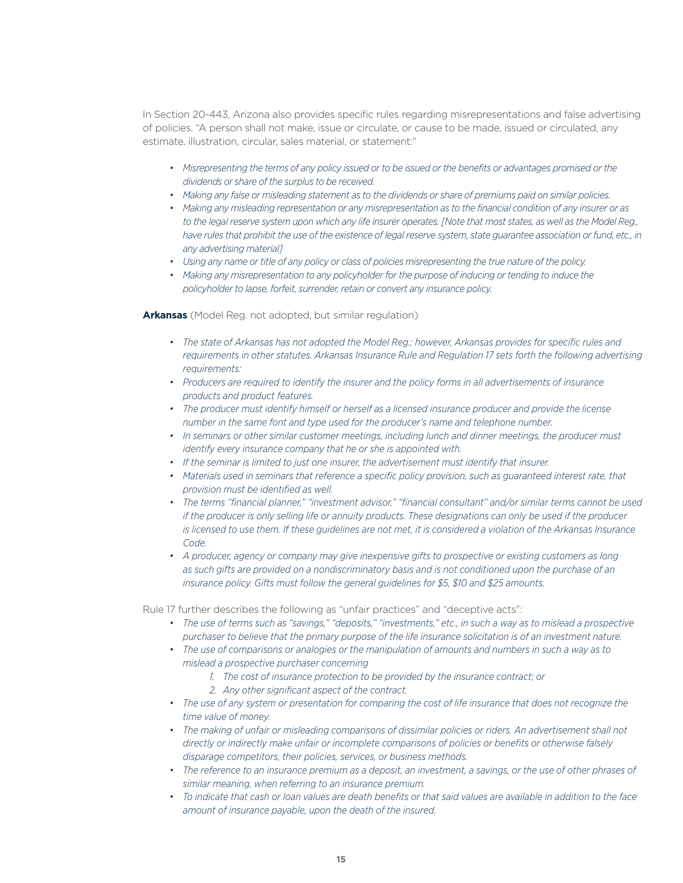In Section 20-443, Arizona also provides specific rules regarding misrepresentations and false advertising of policies. "A person shall not make, issue or circulate, or cause to be made, issued or circulated, any estimate, illustration, circular, sales material, or statement:"

- *Misrepresenting the terms of any policy issued or to be issued or the benefits or advantages promised or the dividends or share of the surplus to be received.*
- *Making any false or misleading statement as to the dividends or share of premiums paid on similar policies.*
- *Making any misleading representation or any misrepresentation as to the financial condition of any insurer or as to the legal reserve system upon which any life insurer operates. [Note that most states, as well as the Model Reg., have rules that prohibit the use of the existence of legal reserve system, state guarantee association or fund, etc., in any advertising material]*
- *Using any name or title of any policy or class of policies misrepresenting the true nature of the policy.*
- *Making any misrepresentation to any policyholder for the purpose of inducing or tending to induce the policyholder to lapse, forfeit, surrender, retain or convert any insurance policy.*

**Arkansas** (Model Reg. not adopted, but similar regulation)

- *The state of Arkansas has not adopted the Model Reg.; however, Arkansas provides for specific rules and requirements in other statutes. Arkansas Insurance Rule and Regulation 17 sets forth the following advertising requirements:*
- *Producers are required to identify the insurer and the policy forms in all advertisements of insurance products and product features.*
- *The producer must identify himself or herself as a licensed insurance producer and provide the license number in the same font and type used for the producer's name and telephone number.*
- *In seminars or other similar customer meetings, including lunch and dinner meetings, the producer must identify every insurance company that he or she is appointed with.*
- *If the seminar is limited to just one insurer, the advertisement must identify that insurer.*
- *Materials used in seminars that reference a specific policy provision, such as guaranteed interest rate, that provision must be identified as well.*
- *The terms "financial planner," "investment advisor," "financial consultant" and/or similar terms cannot be used if the producer is only selling life or annuity products. These designations can only be used if the producer is licensed to use them. If these guidelines are not met, it is considered a violation of the Arkansas Insurance Code.*
- *A producer, agency or company may give inexpensive gifts to prospective or existing customers as long as such gifts are provided on a nondiscriminatory basis and is not conditioned upon the purchase of an insurance policy. Gifts must follow the general guidelines for $5, $10 and $25 amounts.*

Rule 17 further describes the following as "unfair practices" and "deceptive acts":

- *The use of terms such as "savings," "deposits," "investments," etc., in such a way as to mislead a prospective purchaser to believe that the primary purpose of the life insurance solicitation is of an investment nature.*
- *The use of comparisons or analogies or the manipulation of amounts and numbers in such a way as to mislead a prospective purchaser concerning*
  1. *The cost of insurance protection to be provided by the insurance contract; or*
  2. *Any other significant aspect of the contract.*
- *The use of any system or presentation for comparing the cost of life insurance that does not recognize the time value of money.*
- *The making of unfair or misleading comparisons of dissimilar policies or riders. An advertisement shall not directly or indirectly make unfair or incomplete comparisons of policies or benefits or otherwise falsely disparage competitors, their policies, services, or business methods.*
- *The reference to an insurance premium as a deposit, an investment, a savings, or the use of other phrases of similar meaning, when referring to an insurance premium.*
- *To indicate that cash or loan values are death benefits or that said values are available in addition to the face amount of insurance payable, upon the death of the insured.*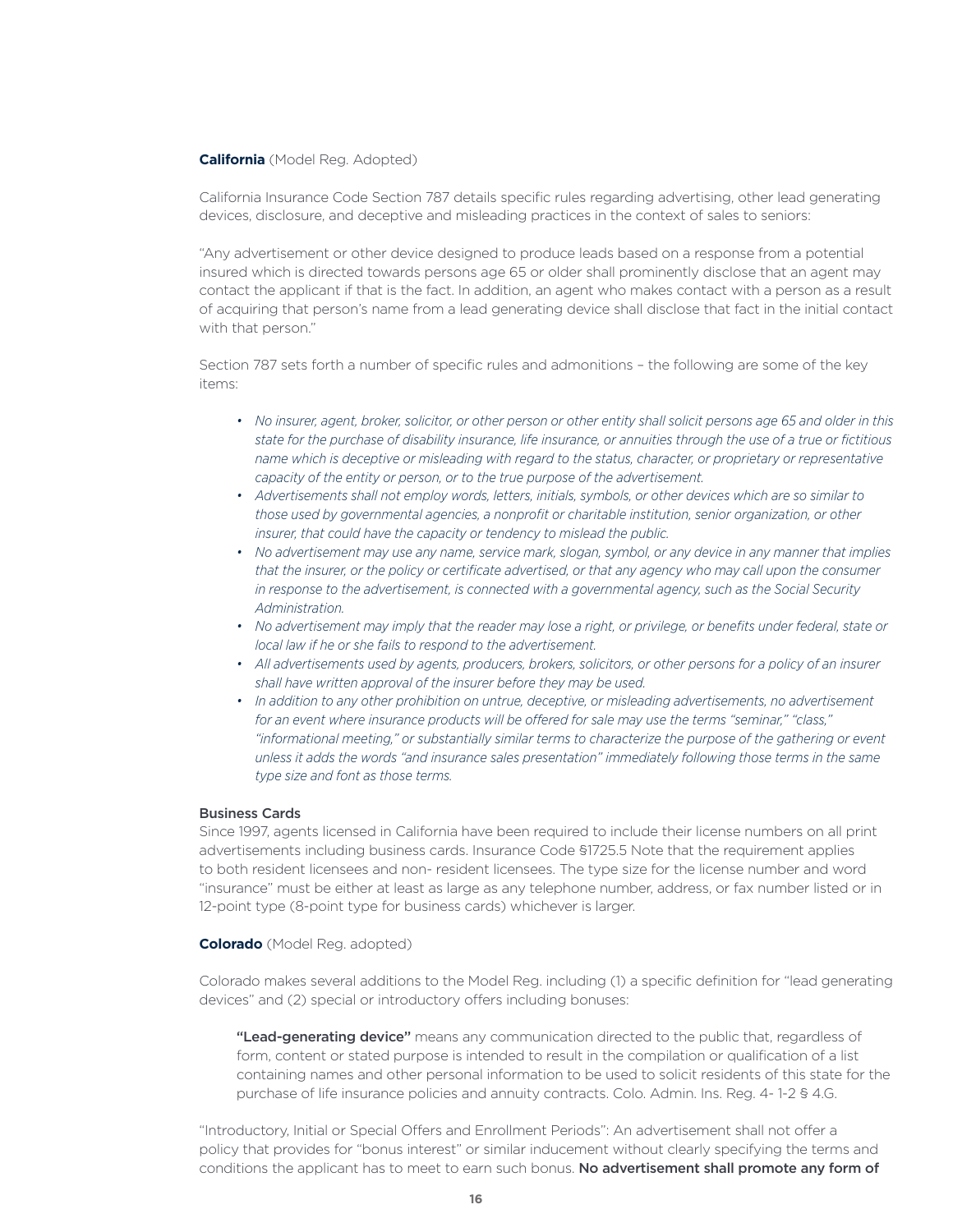**California** (Model Reg. Adopted)

California Insurance Code Section 787 details specific rules regarding advertising, other lead generating devices, disclosure, and deceptive and misleading practices in the context of sales to seniors:

"Any advertisement or other device designed to produce leads based on a response from a potential insured which is directed towards persons age 65 or older shall prominently disclose that an agent may contact the applicant if that is the fact. In addition, an agent who makes contact with a person as a result of acquiring that person's name from a lead generating device shall disclose that fact in the initial contact with that person."

Section 787 sets forth a number of specific rules and admonitions – the following are some of the key items:

- *No insurer, agent, broker, solicitor, or other person or other entity shall solicit persons age 65 and older in this state for the purchase of disability insurance, life insurance, or annuities through the use of a true or fictitious name which is deceptive or misleading with regard to the status, character, or proprietary or representative capacity of the entity or person, or to the true purpose of the advertisement.*
- *Advertisements shall not employ words, letters, initials, symbols, or other devices which are so similar to those used by governmental agencies, a nonprofit or charitable institution, senior organization, or other insurer, that could have the capacity or tendency to mislead the public.*
- *No advertisement may use any name, service mark, slogan, symbol, or any device in any manner that implies that the insurer, or the policy or certificate advertised, or that any agency who may call upon the consumer in response to the advertisement, is connected with a governmental agency, such as the Social Security Administration.*
- *No advertisement may imply that the reader may lose a right, or privilege, or benefits under federal, state or local law if he or she fails to respond to the advertisement.*
- *All advertisements used by agents, producers, brokers, solicitors, or other persons for a policy of an insurer shall have written approval of the insurer before they may be used.*
- *In addition to any other prohibition on untrue, deceptive, or misleading advertisements, no advertisement for an event where insurance products will be offered for sale may use the terms "seminar," "class," "informational meeting," or substantially similar terms to characterize the purpose of the gathering or event unless it adds the words "and insurance sales presentation" immediately following those terms in the same type size and font as those terms.*

**Business Cards**

Since 1997, agents licensed in California have been required to include their license numbers on all print advertisements including business cards. Insurance Code §1725.5 Note that the requirement applies to both resident licensees and non- resident licensees. The type size for the license number and word "insurance" must be either at least as large as any telephone number, address, or fax number listed or in 12-point type (8-point type for business cards) whichever is larger.

**Colorado** (Model Reg. adopted)

Colorado makes several additions to the Model Reg. including (1) a specific definition for "lead generating devices" and (2) special or introductory offers including bonuses:

> **"Lead-generating device"** means any communication directed to the public that, regardless of form, content or stated purpose is intended to result in the compilation or qualification of a list containing names and other personal information to be used to solicit residents of this state for the purchase of life insurance policies and annuity contracts. Colo. Admin. Ins. Reg. 4- 1-2 § 4.G.

"Introductory, Initial or Special Offers and Enrollment Periods": An advertisement shall not offer a policy that provides for "bonus interest" or similar inducement without clearly specifying the terms and conditions the applicant has to meet to earn such bonus. **No advertisement shall promote any form of**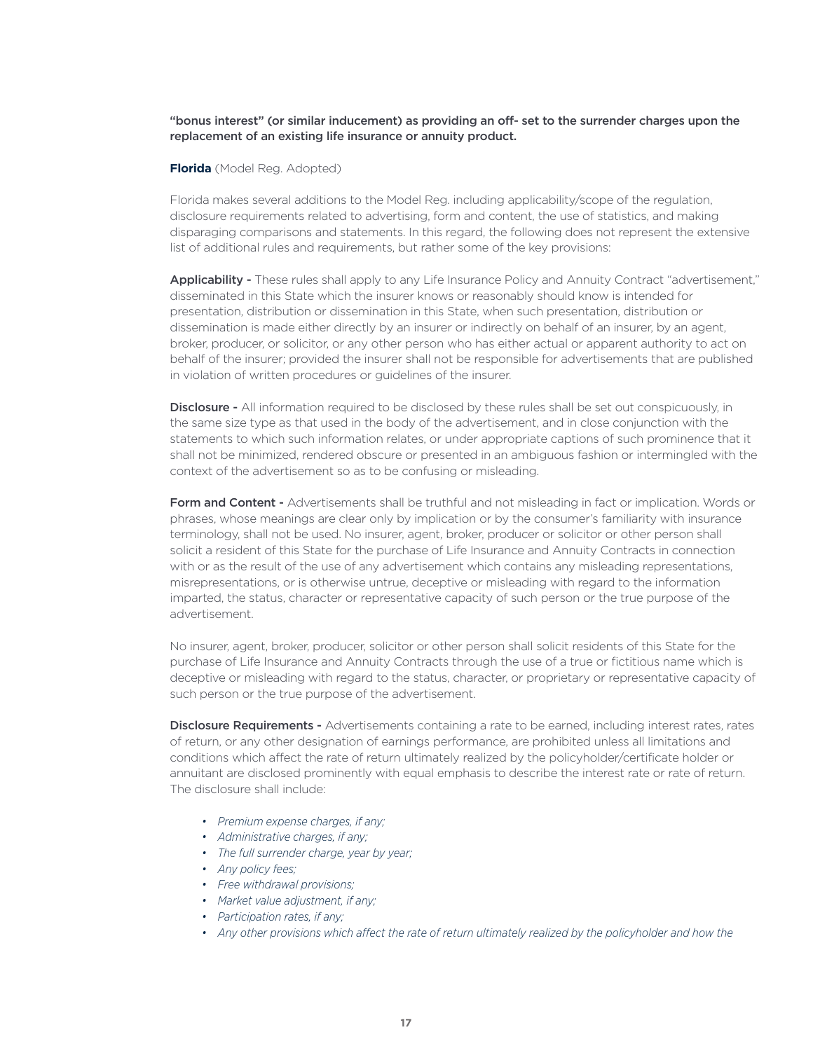**"bonus interest" (or similar inducement) as providing an off- set to the surrender charges upon the replacement of an existing life insurance or annuity product.**

**Florida** (Model Reg. Adopted)

Florida makes several additions to the Model Reg. including applicability/scope of the regulation, disclosure requirements related to advertising, form and content, the use of statistics, and making disparaging comparisons and statements. In this regard, the following does not represent the extensive list of additional rules and requirements, but rather some of the key provisions:

**Applicability -** These rules shall apply to any Life Insurance Policy and Annuity Contract "advertisement," disseminated in this State which the insurer knows or reasonably should know is intended for presentation, distribution or dissemination in this State, when such presentation, distribution or dissemination is made either directly by an insurer or indirectly on behalf of an insurer, by an agent, broker, producer, or solicitor, or any other person who has either actual or apparent authority to act on behalf of the insurer; provided the insurer shall not be responsible for advertisements that are published in violation of written procedures or guidelines of the insurer.

**Disclosure -** All information required to be disclosed by these rules shall be set out conspicuously, in the same size type as that used in the body of the advertisement, and in close conjunction with the statements to which such information relates, or under appropriate captions of such prominence that it shall not be minimized, rendered obscure or presented in an ambiguous fashion or intermingled with the context of the advertisement so as to be confusing or misleading.

**Form and Content -** Advertisements shall be truthful and not misleading in fact or implication. Words or phrases, whose meanings are clear only by implication or by the consumer's familiarity with insurance terminology, shall not be used. No insurer, agent, broker, producer or solicitor or other person shall solicit a resident of this State for the purchase of Life Insurance and Annuity Contracts in connection with or as the result of the use of any advertisement which contains any misleading representations, misrepresentations, or is otherwise untrue, deceptive or misleading with regard to the information imparted, the status, character or representative capacity of such person or the true purpose of the advertisement.

No insurer, agent, broker, producer, solicitor or other person shall solicit residents of this State for the purchase of Life Insurance and Annuity Contracts through the use of a true or fictitious name which is deceptive or misleading with regard to the status, character, or proprietary or representative capacity of such person or the true purpose of the advertisement.

**Disclosure Requirements -** Advertisements containing a rate to be earned, including interest rates, rates of return, or any other designation of earnings performance, are prohibited unless all limitations and conditions which affect the rate of return ultimately realized by the policyholder/certificate holder or annuitant are disclosed prominently with equal emphasis to describe the interest rate or rate of return. The disclosure shall include:

- *Premium expense charges, if any;*
- *Administrative charges, if any;*
- *The full surrender charge, year by year;*
- *Any policy fees;*
- *Free withdrawal provisions;*
- *Market value adjustment, if any;*
- *Participation rates, if any;*
- *Any other provisions which affect the rate of return ultimately realized by the policyholder and how the*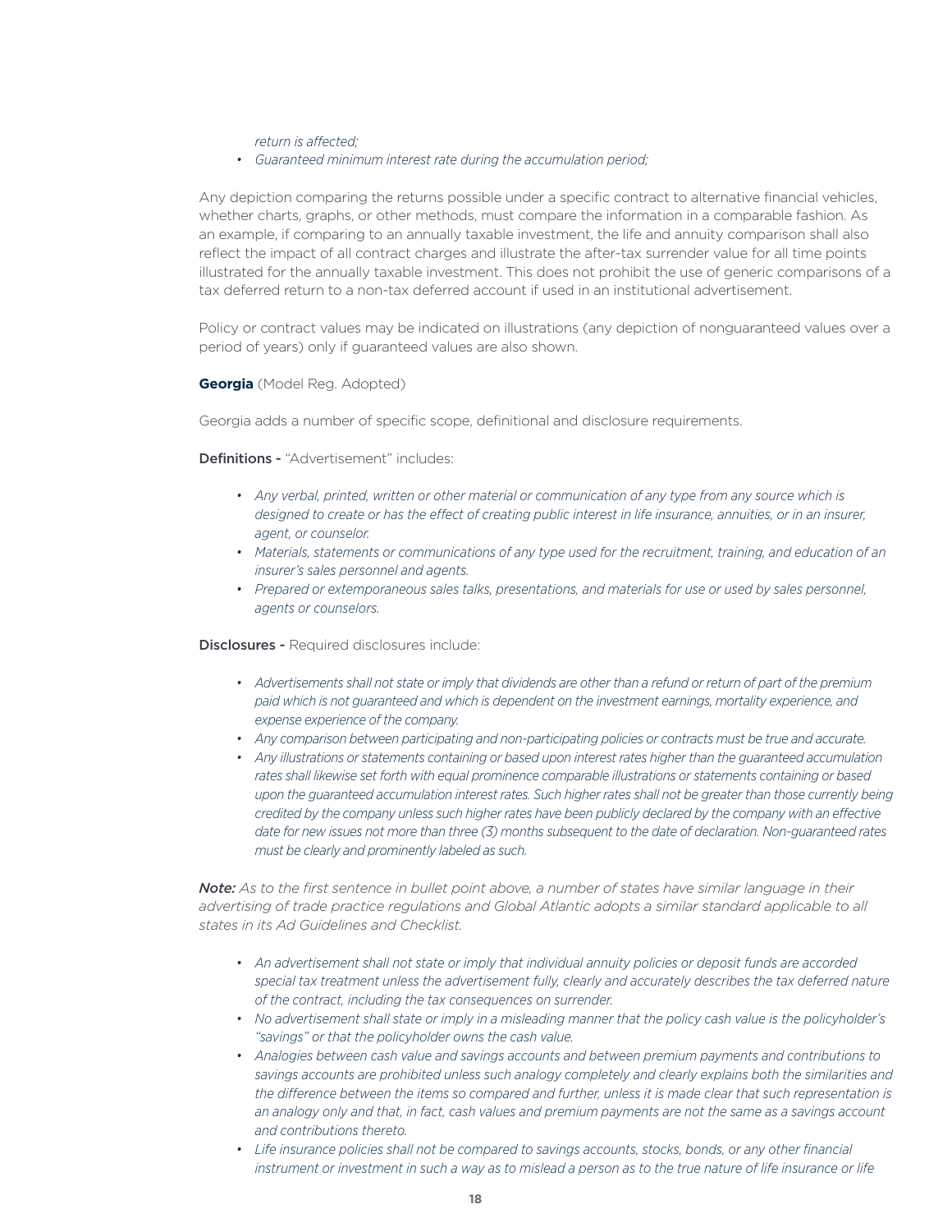*return is affected;*

- *Guaranteed minimum interest rate during the accumulation period;*

Any depiction comparing the returns possible under a specific contract to alternative financial vehicles, whether charts, graphs, or other methods, must compare the information in a comparable fashion. As an example, if comparing to an annually taxable investment, the life and annuity comparison shall also reflect the impact of all contract charges and illustrate the after-tax surrender value for all time points illustrated for the annually taxable investment. This does not prohibit the use of generic comparisons of a tax deferred return to a non-tax deferred account if used in an institutional advertisement.

Policy or contract values may be indicated on illustrations (any depiction of nonguaranteed values over a period of years) only if guaranteed values are also shown.

**Georgia** (Model Reg. Adopted)

Georgia adds a number of specific scope, definitional and disclosure requirements.

**Definitions -** "Advertisement" includes:

- *Any verbal, printed, written or other material or communication of any type from any source which is designed to create or has the effect of creating public interest in life insurance, annuities, or in an insurer, agent, or counselor.*
- *Materials, statements or communications of any type used for the recruitment, training, and education of an insurer's sales personnel and agents.*
- *Prepared or extemporaneous sales talks, presentations, and materials for use or used by sales personnel, agents or counselors.*

**Disclosures -** Required disclosures include:

- *Advertisements shall not state or imply that dividends are other than a refund or return of part of the premium paid which is not guaranteed and which is dependent on the investment earnings, mortality experience, and expense experience of the company.*
- *Any comparison between participating and non-participating policies or contracts must be true and accurate.*
- *Any illustrations or statements containing or based upon interest rates higher than the guaranteed accumulation rates shall likewise set forth with equal prominence comparable illustrations or statements containing or based upon the guaranteed accumulation interest rates. Such higher rates shall not be greater than those currently being credited by the company unless such higher rates have been publicly declared by the company with an effective date for new issues not more than three (3) months subsequent to the date of declaration. Non-guaranteed rates must be clearly and prominently labeled as such.*

***Note:*** *As to the first sentence in bullet point above, a number of states have similar language in their advertising of trade practice regulations and Global Atlantic adopts a similar standard applicable to all states in its Ad Guidelines and Checklist.*

- *An advertisement shall not state or imply that individual annuity policies or deposit funds are accorded special tax treatment unless the advertisement fully, clearly and accurately describes the tax deferred nature of the contract, including the tax consequences on surrender.*
- *No advertisement shall state or imply in a misleading manner that the policy cash value is the policyholder's "savings" or that the policyholder owns the cash value.*
- *Analogies between cash value and savings accounts and between premium payments and contributions to savings accounts are prohibited unless such analogy completely and clearly explains both the similarities and the difference between the items so compared and further, unless it is made clear that such representation is an analogy only and that, in fact, cash values and premium payments are not the same as a savings account and contributions thereto.*
- *Life insurance policies shall not be compared to savings accounts, stocks, bonds, or any other financial instrument or investment in such a way as to mislead a person as to the true nature of life insurance or life*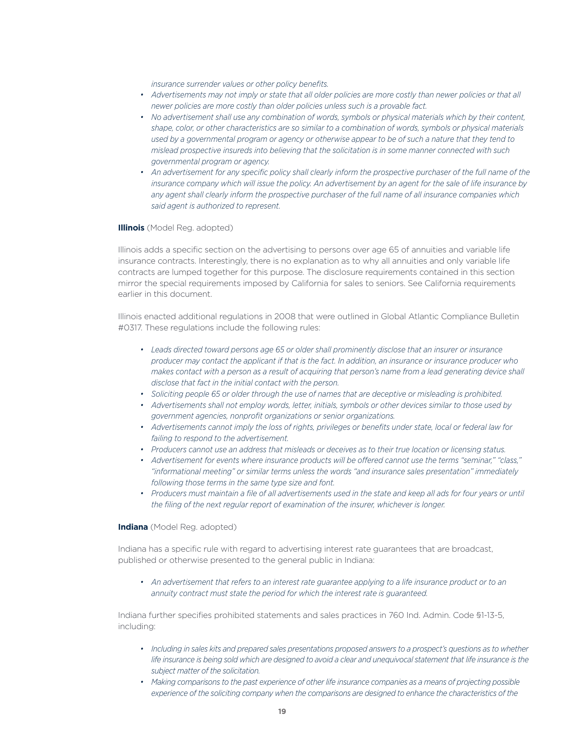*insurance surrender values or other policy benefits.*

- *Advertisements may not imply or state that all older policies are more costly than newer policies or that all newer policies are more costly than older policies unless such is a provable fact.*
- *No advertisement shall use any combination of words, symbols or physical materials which by their content, shape, color, or other characteristics are so similar to a combination of words, symbols or physical materials used by a governmental program or agency or otherwise appear to be of such a nature that they tend to mislead prospective insureds into believing that the solicitation is in some manner connected with such governmental program or agency.*
- *An advertisement for any specific policy shall clearly inform the prospective purchaser of the full name of the insurance company which will issue the policy. An advertisement by an agent for the sale of life insurance by any agent shall clearly inform the prospective purchaser of the full name of all insurance companies which said agent is authorized to represent.*

**Illinois** (Model Reg. adopted)

Illinois adds a specific section on the advertising to persons over age 65 of annuities and variable life insurance contracts. Interestingly, there is no explanation as to why all annuities and only variable life contracts are lumped together for this purpose. The disclosure requirements contained in this section mirror the special requirements imposed by California for sales to seniors. See California requirements earlier in this document.

Illinois enacted additional regulations in 2008 that were outlined in Global Atlantic Compliance Bulletin #0317. These regulations include the following rules:

- *Leads directed toward persons age 65 or older shall prominently disclose that an insurer or insurance producer may contact the applicant if that is the fact. In addition, an insurance or insurance producer who makes contact with a person as a result of acquiring that person's name from a lead generating device shall disclose that fact in the initial contact with the person.*
- *Soliciting people 65 or older through the use of names that are deceptive or misleading is prohibited.*
- *Advertisements shall not employ words, letter, initials, symbols or other devices similar to those used by government agencies, nonprofit organizations or senior organizations.*
- *Advertisements cannot imply the loss of rights, privileges or benefits under state, local or federal law for failing to respond to the advertisement.*
- *Producers cannot use an address that misleads or deceives as to their true location or licensing status.*
- *Advertisement for events where insurance products will be offered cannot use the terms "seminar," "class," "informational meeting" or similar terms unless the words "and insurance sales presentation" immediately following those terms in the same type size and font.*
- *Producers must maintain a file of all advertisements used in the state and keep all ads for four years or until the filing of the next regular report of examination of the insurer, whichever is longer.*

**Indiana** (Model Reg. adopted)

Indiana has a specific rule with regard to advertising interest rate guarantees that are broadcast, published or otherwise presented to the general public in Indiana:

- *An advertisement that refers to an interest rate guarantee applying to a life insurance product or to an annuity contract must state the period for which the interest rate is guaranteed.*

Indiana further specifies prohibited statements and sales practices in 760 Ind. Admin. Code §1-13-5, including:

- *Including in sales kits and prepared sales presentations proposed answers to a prospect's questions as to whether life insurance is being sold which are designed to avoid a clear and unequivocal statement that life insurance is the subject matter of the solicitation.*
- *Making comparisons to the past experience of other life insurance companies as a means of projecting possible experience of the soliciting company when the comparisons are designed to enhance the characteristics of the*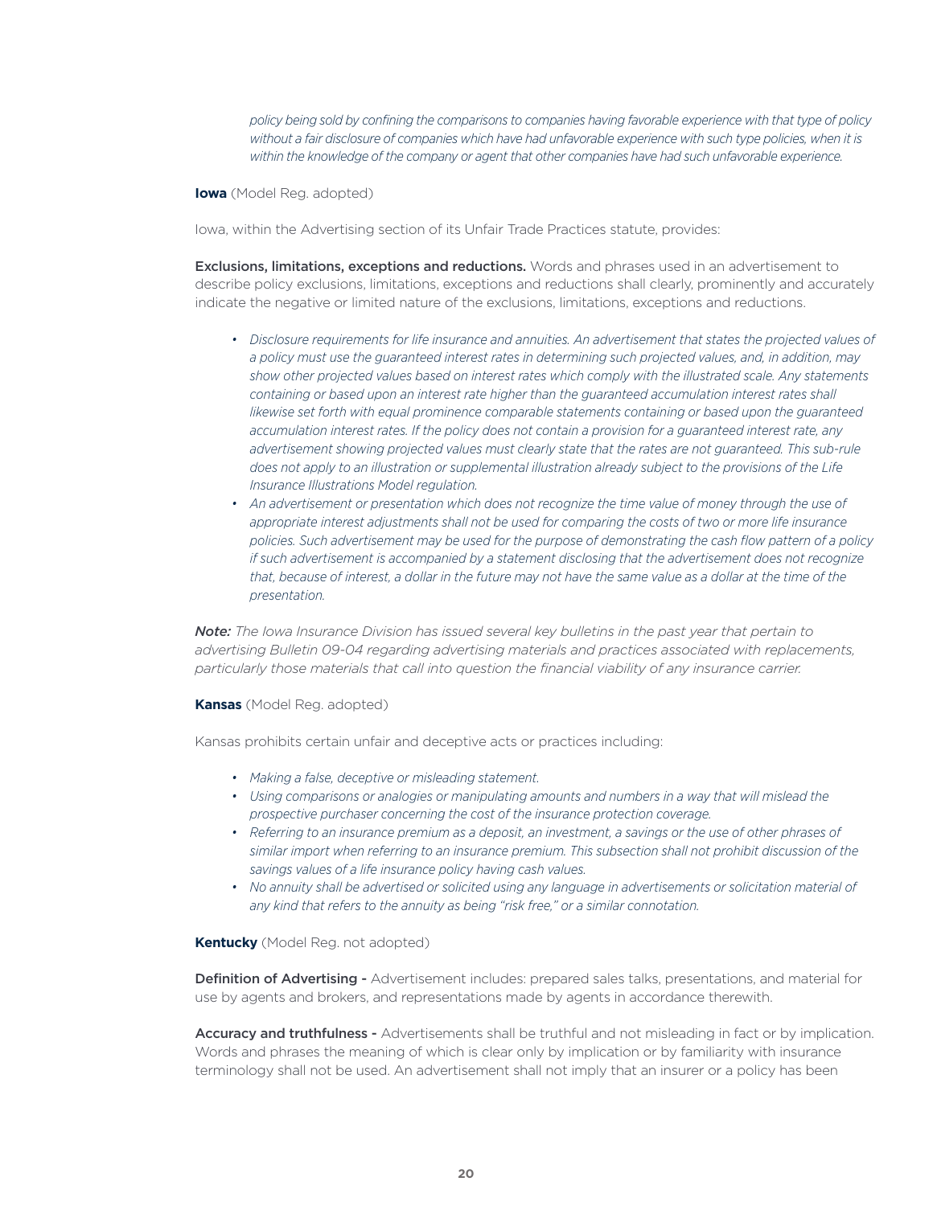*policy being sold by confining the comparisons to companies having favorable experience with that type of policy without a fair disclosure of companies which have had unfavorable experience with such type policies, when it is within the knowledge of the company or agent that other companies have had such unfavorable experience.*

**Iowa** (Model Reg. adopted)

Iowa, within the Advertising section of its Unfair Trade Practices statute, provides:

**Exclusions, limitations, exceptions and reductions.** Words and phrases used in an advertisement to describe policy exclusions, limitations, exceptions and reductions shall clearly, prominently and accurately indicate the negative or limited nature of the exclusions, limitations, exceptions and reductions.

- *Disclosure requirements for life insurance and annuities. An advertisement that states the projected values of a policy must use the guaranteed interest rates in determining such projected values, and, in addition, may show other projected values based on interest rates which comply with the illustrated scale. Any statements containing or based upon an interest rate higher than the guaranteed accumulation interest rates shall likewise set forth with equal prominence comparable statements containing or based upon the guaranteed accumulation interest rates. If the policy does not contain a provision for a guaranteed interest rate, any advertisement showing projected values must clearly state that the rates are not guaranteed. This sub-rule does not apply to an illustration or supplemental illustration already subject to the provisions of the Life Insurance Illustrations Model regulation.*
- *An advertisement or presentation which does not recognize the time value of money through the use of appropriate interest adjustments shall not be used for comparing the costs of two or more life insurance policies. Such advertisement may be used for the purpose of demonstrating the cash flow pattern of a policy if such advertisement is accompanied by a statement disclosing that the advertisement does not recognize that, because of interest, a dollar in the future may not have the same value as a dollar at the time of the presentation.*

***Note:*** *The Iowa Insurance Division has issued several key bulletins in the past year that pertain to advertising Bulletin 09-04 regarding advertising materials and practices associated with replacements, particularly those materials that call into question the financial viability of any insurance carrier.*

**Kansas** (Model Reg. adopted)

Kansas prohibits certain unfair and deceptive acts or practices including:

- *Making a false, deceptive or misleading statement.*
- *Using comparisons or analogies or manipulating amounts and numbers in a way that will mislead the prospective purchaser concerning the cost of the insurance protection coverage.*
- *Referring to an insurance premium as a deposit, an investment, a savings or the use of other phrases of similar import when referring to an insurance premium. This subsection shall not prohibit discussion of the savings values of a life insurance policy having cash values.*
- *No annuity shall be advertised or solicited using any language in advertisements or solicitation material of any kind that refers to the annuity as being "risk free," or a similar connotation.*

**Kentucky** (Model Reg. not adopted)

**Definition of Advertising -** Advertisement includes: prepared sales talks, presentations, and material for use by agents and brokers, and representations made by agents in accordance therewith.

**Accuracy and truthfulness -** Advertisements shall be truthful and not misleading in fact or by implication. Words and phrases the meaning of which is clear only by implication or by familiarity with insurance terminology shall not be used. An advertisement shall not imply that an insurer or a policy has been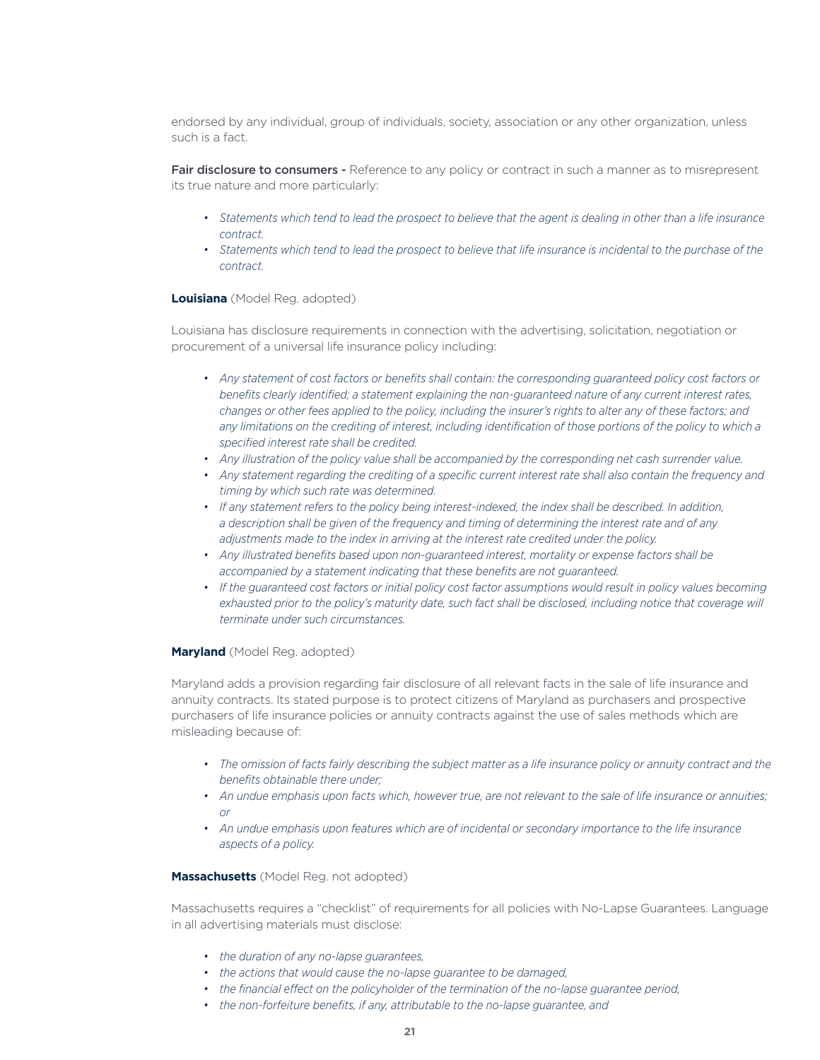endorsed by any individual, group of individuals, society, association or any other organization, unless such is a fact.

**Fair disclosure to consumers -** Reference to any policy or contract in such a manner as to misrepresent its true nature and more particularly:

- *Statements which tend to lead the prospect to believe that the agent is dealing in other than a life insurance contract.*
- *Statements which tend to lead the prospect to believe that life insurance is incidental to the purchase of the contract.*

**Louisiana** (Model Reg. adopted)

Louisiana has disclosure requirements in connection with the advertising, solicitation, negotiation or procurement of a universal life insurance policy including:

- *Any statement of cost factors or benefits shall contain: the corresponding guaranteed policy cost factors or benefits clearly identified; a statement explaining the non-guaranteed nature of any current interest rates, changes or other fees applied to the policy, including the insurer's rights to alter any of these factors; and any limitations on the crediting of interest, including identification of those portions of the policy to which a specified interest rate shall be credited.*
- *Any illustration of the policy value shall be accompanied by the corresponding net cash surrender value.*
- *Any statement regarding the crediting of a specific current interest rate shall also contain the frequency and timing by which such rate was determined.*
- *If any statement refers to the policy being interest-indexed, the index shall be described. In addition, a description shall be given of the frequency and timing of determining the interest rate and of any adjustments made to the index in arriving at the interest rate credited under the policy.*
- *Any illustrated benefits based upon non-guaranteed interest, mortality or expense factors shall be accompanied by a statement indicating that these benefits are not guaranteed.*
- *If the guaranteed cost factors or initial policy cost factor assumptions would result in policy values becoming exhausted prior to the policy's maturity date, such fact shall be disclosed, including notice that coverage will terminate under such circumstances.*

**Maryland** (Model Reg. adopted)

Maryland adds a provision regarding fair disclosure of all relevant facts in the sale of life insurance and annuity contracts. Its stated purpose is to protect citizens of Maryland as purchasers and prospective purchasers of life insurance policies or annuity contracts against the use of sales methods which are misleading because of:

- *The omission of facts fairly describing the subject matter as a life insurance policy or annuity contract and the benefits obtainable there under;*
- *An undue emphasis upon facts which, however true, are not relevant to the sale of life insurance or annuities; or*
- *An undue emphasis upon features which are of incidental or secondary importance to the life insurance aspects of a policy.*

**Massachusetts** (Model Reg. not adopted)

Massachusetts requires a "checklist" of requirements for all policies with No-Lapse Guarantees. Language in all advertising materials must disclose:

- *the duration of any no-lapse guarantees,*
- *the actions that would cause the no-lapse guarantee to be damaged,*
- *the financial effect on the policyholder of the termination of the no-lapse guarantee period,*
- *the non-forfeiture benefits, if any, attributable to the no-lapse guarantee, and*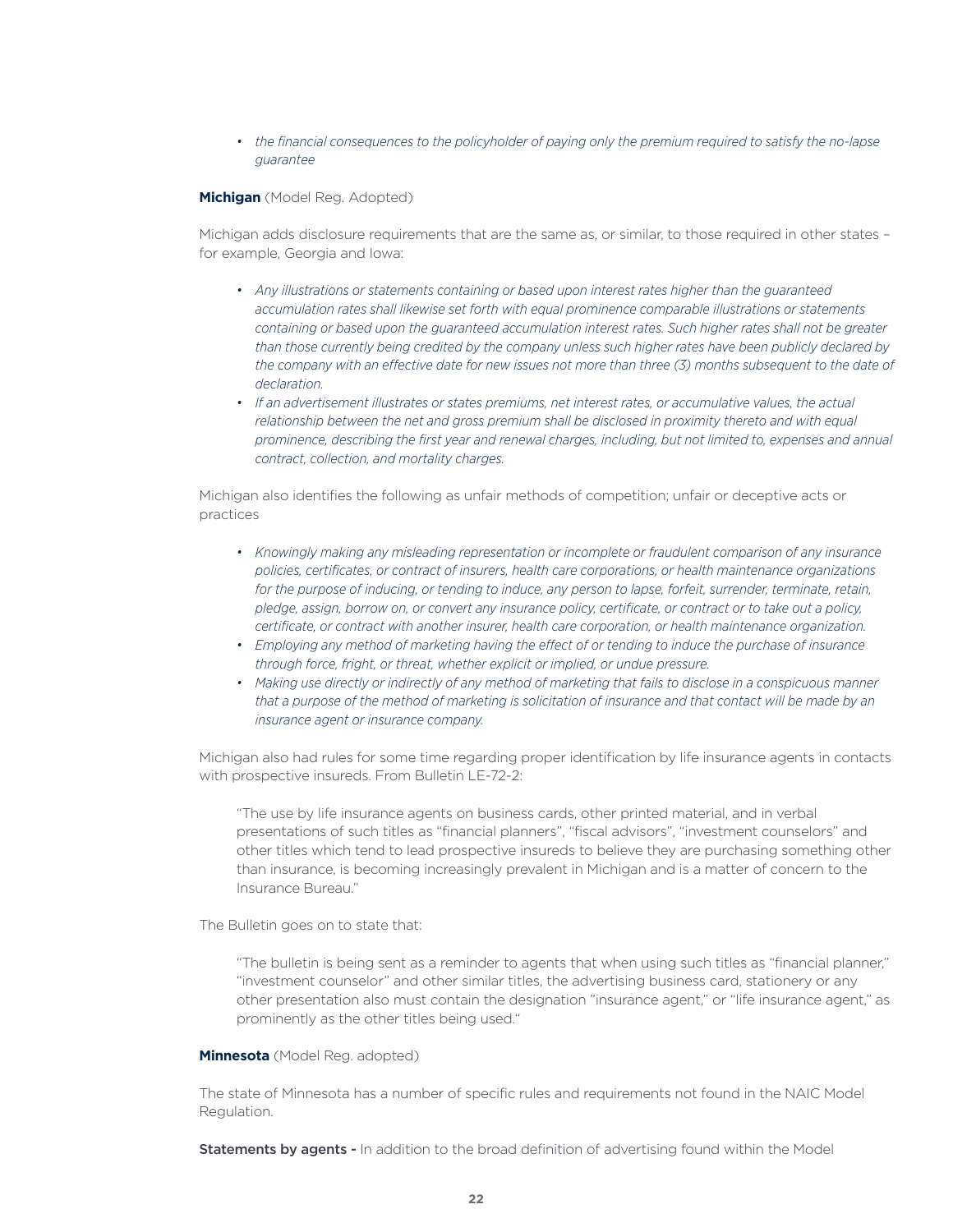- *the financial consequences to the policyholder of paying only the premium required to satisfy the no-lapse guarantee*

**Michigan** (Model Reg. Adopted)

Michigan adds disclosure requirements that are the same as, or similar, to those required in other states – for example, Georgia and Iowa:

- *Any illustrations or statements containing or based upon interest rates higher than the guaranteed accumulation rates shall likewise set forth with equal prominence comparable illustrations or statements containing or based upon the guaranteed accumulation interest rates. Such higher rates shall not be greater than those currently being credited by the company unless such higher rates have been publicly declared by the company with an effective date for new issues not more than three (3) months subsequent to the date of declaration.*
- *If an advertisement illustrates or states premiums, net interest rates, or accumulative values, the actual relationship between the net and gross premium shall be disclosed in proximity thereto and with equal prominence, describing the first year and renewal charges, including, but not limited to, expenses and annual contract, collection, and mortality charges.*

Michigan also identifies the following as unfair methods of competition; unfair or deceptive acts or practices

- *Knowingly making any misleading representation or incomplete or fraudulent comparison of any insurance policies, certificates, or contract of insurers, health care corporations, or health maintenance organizations for the purpose of inducing, or tending to induce, any person to lapse, forfeit, surrender, terminate, retain, pledge, assign, borrow on, or convert any insurance policy, certificate, or contract or to take out a policy, certificate, or contract with another insurer, health care corporation, or health maintenance organization.*
- *Employing any method of marketing having the effect of or tending to induce the purchase of insurance through force, fright, or threat, whether explicit or implied, or undue pressure.*
- *Making use directly or indirectly of any method of marketing that fails to disclose in a conspicuous manner that a purpose of the method of marketing is solicitation of insurance and that contact will be made by an insurance agent or insurance company.*

Michigan also had rules for some time regarding proper identification by life insurance agents in contacts with prospective insureds. From Bulletin LE-72-2:

> "The use by life insurance agents on business cards, other printed material, and in verbal presentations of such titles as "financial planners", "fiscal advisors", "investment counselors" and other titles which tend to lead prospective insureds to believe they are purchasing something other than insurance, is becoming increasingly prevalent in Michigan and is a matter of concern to the Insurance Bureau."

The Bulletin goes on to state that:

> "The bulletin is being sent as a reminder to agents that when using such titles as "financial planner," "investment counselor" and other similar titles, the advertising business card, stationery or any other presentation also must contain the designation "insurance agent," or "life insurance agent," as prominently as the other titles being used."

**Minnesota** (Model Reg. adopted)

The state of Minnesota has a number of specific rules and requirements not found in the NAIC Model Regulation.

**Statements by agents -** In addition to the broad definition of advertising found within the Model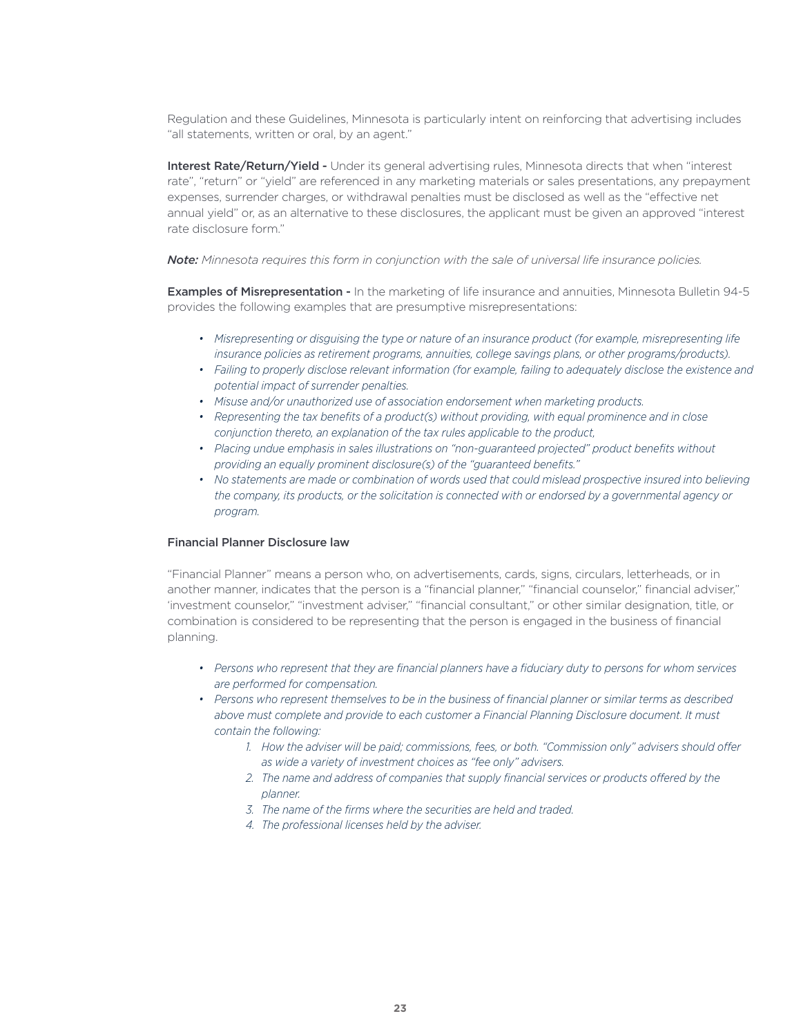Regulation and these Guidelines, Minnesota is particularly intent on reinforcing that advertising includes "all statements, written or oral, by an agent."

**Interest Rate/Return/Yield -** Under its general advertising rules, Minnesota directs that when "interest rate", "return" or "yield" are referenced in any marketing materials or sales presentations, any prepayment expenses, surrender charges, or withdrawal penalties must be disclosed as well as the "effective net annual yield" or, as an alternative to these disclosures, the applicant must be given an approved "interest rate disclosure form."

***Note:*** *Minnesota requires this form in conjunction with the sale of universal life insurance policies.*

**Examples of Misrepresentation -** In the marketing of life insurance and annuities, Minnesota Bulletin 94-5 provides the following examples that are presumptive misrepresentations:

- *Misrepresenting or disguising the type or nature of an insurance product (for example, misrepresenting life insurance policies as retirement programs, annuities, college savings plans, or other programs/products).*
- *Failing to properly disclose relevant information (for example, failing to adequately disclose the existence and potential impact of surrender penalties.*
- *Misuse and/or unauthorized use of association endorsement when marketing products.*
- *Representing the tax benefits of a product(s) without providing, with equal prominence and in close conjunction thereto, an explanation of the tax rules applicable to the product,*
- *Placing undue emphasis in sales illustrations on "non-guaranteed projected" product benefits without providing an equally prominent disclosure(s) of the "guaranteed benefits."*
- *No statements are made or combination of words used that could mislead prospective insured into believing the company, its products, or the solicitation is connected with or endorsed by a governmental agency or program.*

### Financial Planner Disclosure law

"Financial Planner" means a person who, on advertisements, cards, signs, circulars, letterheads, or in another manner, indicates that the person is a "financial planner," "financial counselor," financial adviser," 'investment counselor," "investment adviser," "financial consultant," or other similar designation, title, or combination is considered to be representing that the person is engaged in the business of financial planning.

- *Persons who represent that they are financial planners have a fiduciary duty to persons for whom services are performed for compensation.*
- *Persons who represent themselves to be in the business of financial planner or similar terms as described above must complete and provide to each customer a Financial Planning Disclosure document. It must contain the following:*
    1. *How the adviser will be paid; commissions, fees, or both. "Commission only" advisers should offer as wide a variety of investment choices as "fee only" advisers.*
    2. *The name and address of companies that supply financial services or products offered by the planner.*
    3. *The name of the firms where the securities are held and traded.*
    4. *The professional licenses held by the adviser.*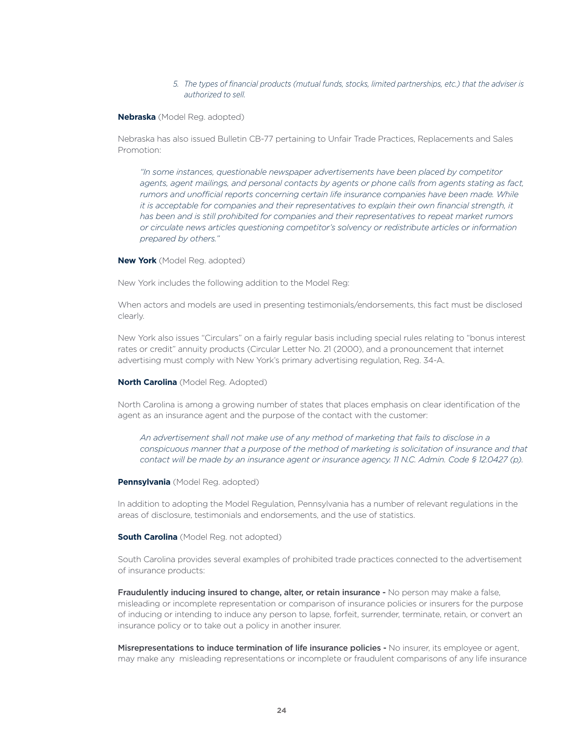5. *The types of financial products (mutual funds, stocks, limited partnerships, etc.) that the adviser is authorized to sell.*

**Nebraska** (Model Reg. adopted)

Nebraska has also issued Bulletin CB-77 pertaining to Unfair Trade Practices, Replacements and Sales Promotion:

> *"In some instances, questionable newspaper advertisements have been placed by competitor agents, agent mailings, and personal contacts by agents or phone calls from agents stating as fact, rumors and unofficial reports concerning certain life insurance companies have been made. While it is acceptable for companies and their representatives to explain their own financial strength, it has been and is still prohibited for companies and their representatives to repeat market rumors or circulate news articles questioning competitor's solvency or redistribute articles or information prepared by others."*

**New York** (Model Reg. adopted)

New York includes the following addition to the Model Reg:

When actors and models are used in presenting testimonials/endorsements, this fact must be disclosed clearly.

New York also issues "Circulars" on a fairly regular basis including special rules relating to "bonus interest rates or credit" annuity products (Circular Letter No. 21 (2000), and a pronouncement that internet advertising must comply with New York's primary advertising regulation, Reg. 34-A.

**North Carolina** (Model Reg. Adopted)

North Carolina is among a growing number of states that places emphasis on clear identification of the agent as an insurance agent and the purpose of the contact with the customer:

> *An advertisement shall not make use of any method of marketing that fails to disclose in a conspicuous manner that a purpose of the method of marketing is solicitation of insurance and that contact will be made by an insurance agent or insurance agency. 11 N.C. Admin. Code § 12.0427 (p).*

**Pennsylvania** (Model Reg. adopted)

In addition to adopting the Model Regulation, Pennsylvania has a number of relevant regulations in the areas of disclosure, testimonials and endorsements, and the use of statistics.

**South Carolina** (Model Reg. not adopted)

South Carolina provides several examples of prohibited trade practices connected to the advertisement of insurance products:

**Fraudulently inducing insured to change, alter, or retain insurance -** No person may make a false, misleading or incomplete representation or comparison of insurance policies or insurers for the purpose of inducing or intending to induce any person to lapse, forfeit, surrender, terminate, retain, or convert an insurance policy or to take out a policy in another insurer.

**Misrepresentations to induce termination of life insurance policies -** No insurer, its employee or agent, may make any misleading representations or incomplete or fraudulent comparisons of any life insurance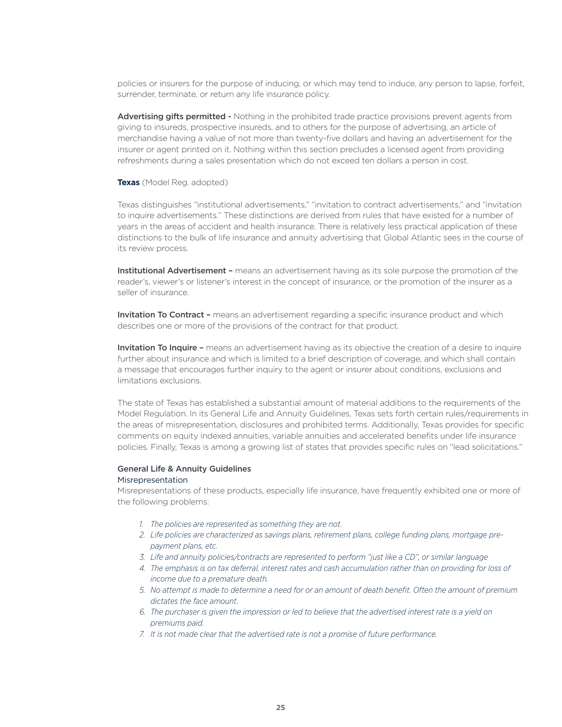policies or insurers for the purpose of inducing, or which may tend to induce, any person to lapse, forfeit, surrender, terminate, or return any life insurance policy.

**Advertising gifts permitted -** Nothing in the prohibited trade practice provisions prevent agents from giving to insureds, prospective insureds, and to others for the purpose of advertising, an article of merchandise having a value of not more than twenty-five dollars and having an advertisement for the insurer or agent printed on it. Nothing within this section precludes a licensed agent from providing refreshments during a sales presentation which do not exceed ten dollars a person in cost.

**Texas** (Model Reg. adopted)

Texas distinguishes "institutional advertisements," "invitation to contract advertisements," and "invitation to inquire advertisements." These distinctions are derived from rules that have existed for a number of years in the areas of accident and health insurance. There is relatively less practical application of these distinctions to the bulk of life insurance and annuity advertising that Global Atlantic sees in the course of its review process.

**Institutional Advertisement –** means an advertisement having as its sole purpose the promotion of the reader's, viewer's or listener's interest in the concept of insurance, or the promotion of the insurer as a seller of insurance.

**Invitation To Contract –** means an advertisement regarding a specific insurance product and which describes one or more of the provisions of the contract for that product.

**Invitation To Inquire –** means an advertisement having as its objective the creation of a desire to inquire further about insurance and which is limited to a brief description of coverage, and which shall contain a message that encourages further inquiry to the agent or insurer about conditions, exclusions and limitations exclusions.

The state of Texas has established a substantial amount of material additions to the requirements of the Model Regulation. In its General Life and Annuity Guidelines, Texas sets forth certain rules/requirements in the areas of misrepresentation, disclosures and prohibited terms. Additionally, Texas provides for specific comments on equity indexed annuities, variable annuities and accelerated benefits under life insurance policies. Finally, Texas is among a growing list of states that provides specific rules on "lead solicitations."

### General Life & Annuity Guidelines

#### Misrepresentation

Misrepresentations of these products, especially life insurance, have frequently exhibited one or more of the following problems:

1. *The policies are represented as something they are not.*
2. *Life policies are characterized as savings plans, retirement plans, college funding plans, mortgage pre-payment plans, etc.*
3. *Life and annuity policies/contracts are represented to perform "just like a CD", or similar language*
4. *The emphasis is on tax deferral, interest rates and cash accumulation rather than on providing for loss of income due to a premature death.*
5. *No attempt is made to determine a need for or an amount of death benefit. Often the amount of premium dictates the face amount.*
6. *The purchaser is given the impression or led to believe that the advertised interest rate is a yield on premiums paid.*
7. *It is not made clear that the advertised rate is not a promise of future performance.*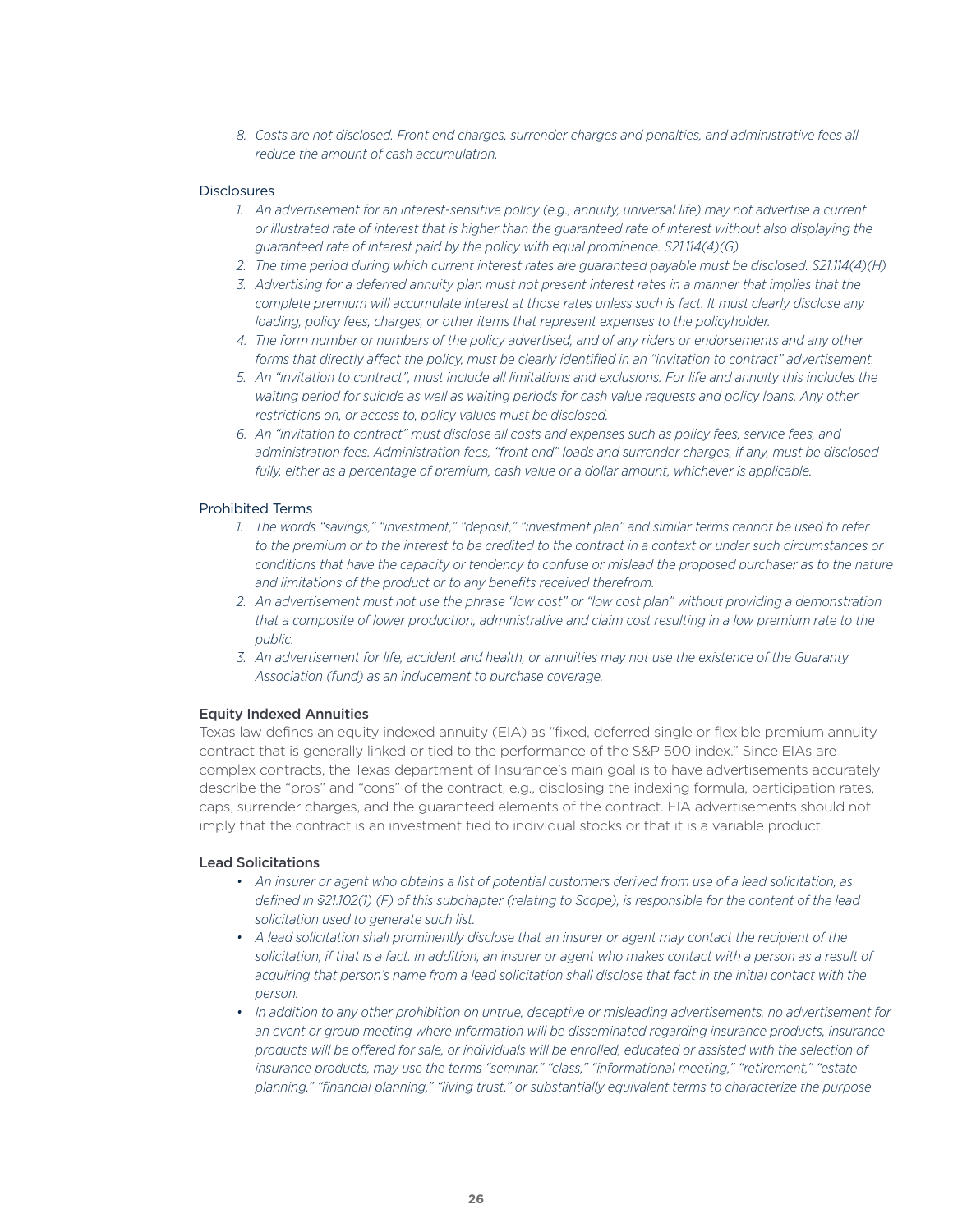8. *Costs are not disclosed. Front end charges, surrender charges and penalties, and administrative fees all reduce the amount of cash accumulation.*

### Disclosures

1. *An advertisement for an interest-sensitive policy (e.g., annuity, universal life) may not advertise a current or illustrated rate of interest that is higher than the guaranteed rate of interest without also displaying the guaranteed rate of interest paid by the policy with equal prominence. S21.114(4)(G)*
2. *The time period during which current interest rates are guaranteed payable must be disclosed. S21.114(4)(H)*
3. *Advertising for a deferred annuity plan must not present interest rates in a manner that implies that the complete premium will accumulate interest at those rates unless such is fact. It must clearly disclose any loading, policy fees, charges, or other items that represent expenses to the policyholder.*
4. *The form number or numbers of the policy advertised, and of any riders or endorsements and any other forms that directly affect the policy, must be clearly identified in an "invitation to contract" advertisement.*
5. *An "invitation to contract", must include all limitations and exclusions. For life and annuity this includes the waiting period for suicide as well as waiting periods for cash value requests and policy loans. Any other restrictions on, or access to, policy values must be disclosed.*
6. *An "invitation to contract" must disclose all costs and expenses such as policy fees, service fees, and administration fees. Administration fees, "front end" loads and surrender charges, if any, must be disclosed fully, either as a percentage of premium, cash value or a dollar amount, whichever is applicable.*

### Prohibited Terms

1. *The words "savings," "investment," "deposit," "investment plan" and similar terms cannot be used to refer to the premium or to the interest to be credited to the contract in a context or under such circumstances or conditions that have the capacity or tendency to confuse or mislead the proposed purchaser as to the nature and limitations of the product or to any benefits received therefrom.*
2. *An advertisement must not use the phrase "low cost" or "low cost plan" without providing a demonstration that a composite of lower production, administrative and claim cost resulting in a low premium rate to the public.*
3. *An advertisement for life, accident and health, or annuities may not use the existence of the Guaranty Association (fund) as an inducement to purchase coverage.*

### Equity Indexed Annuities

Texas law defines an equity indexed annuity (EIA) as "fixed, deferred single or flexible premium annuity contract that is generally linked or tied to the performance of the S&P 500 index." Since EIAs are complex contracts, the Texas department of Insurance's main goal is to have advertisements accurately describe the "pros" and "cons" of the contract, e.g., disclosing the indexing formula, participation rates, caps, surrender charges, and the guaranteed elements of the contract. EIA advertisements should not imply that the contract is an investment tied to individual stocks or that it is a variable product.

### Lead Solicitations

- *An insurer or agent who obtains a list of potential customers derived from use of a lead solicitation, as defined in §21.102(1) (F) of this subchapter (relating to Scope), is responsible for the content of the lead solicitation used to generate such list.*
- *A lead solicitation shall prominently disclose that an insurer or agent may contact the recipient of the solicitation, if that is a fact. In addition, an insurer or agent who makes contact with a person as a result of acquiring that person's name from a lead solicitation shall disclose that fact in the initial contact with the person.*
- *In addition to any other prohibition on untrue, deceptive or misleading advertisements, no advertisement for an event or group meeting where information will be disseminated regarding insurance products, insurance products will be offered for sale, or individuals will be enrolled, educated or assisted with the selection of insurance products, may use the terms "seminar," "class," "informational meeting," "retirement," "estate planning," "financial planning," "living trust," or substantially equivalent terms to characterize the purpose*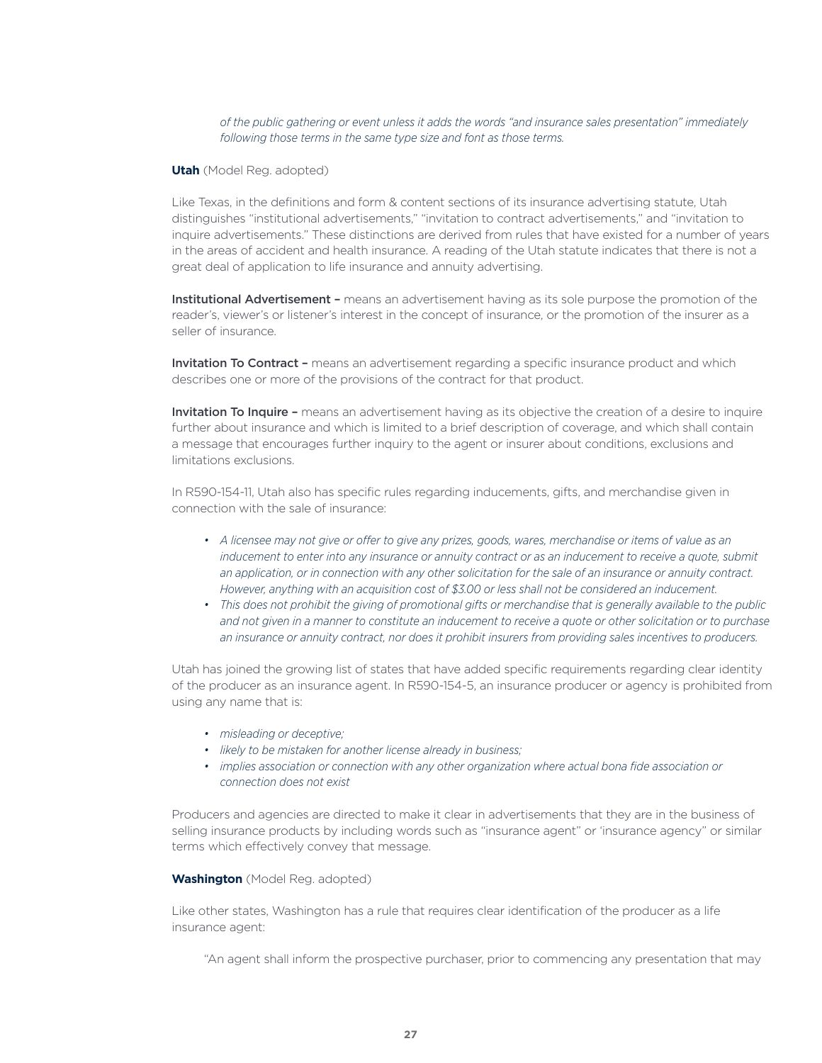*of the public gathering or event unless it adds the words "and insurance sales presentation" immediately following those terms in the same type size and font as those terms.*

**Utah** (Model Reg. adopted)

Like Texas, in the definitions and form & content sections of its insurance advertising statute, Utah distinguishes "institutional advertisements," "invitation to contract advertisements," and "invitation to inquire advertisements." These distinctions are derived from rules that have existed for a number of years in the areas of accident and health insurance. A reading of the Utah statute indicates that there is not a great deal of application to life insurance and annuity advertising.

**Institutional Advertisement –** means an advertisement having as its sole purpose the promotion of the reader's, viewer's or listener's interest in the concept of insurance, or the promotion of the insurer as a seller of insurance.

**Invitation To Contract –** means an advertisement regarding a specific insurance product and which describes one or more of the provisions of the contract for that product.

**Invitation To Inquire –** means an advertisement having as its objective the creation of a desire to inquire further about insurance and which is limited to a brief description of coverage, and which shall contain a message that encourages further inquiry to the agent or insurer about conditions, exclusions and limitations exclusions.

In R590-154-11, Utah also has specific rules regarding inducements, gifts, and merchandise given in connection with the sale of insurance:

- *A licensee may not give or offer to give any prizes, goods, wares, merchandise or items of value as an inducement to enter into any insurance or annuity contract or as an inducement to receive a quote, submit an application, or in connection with any other solicitation for the sale of an insurance or annuity contract. However, anything with an acquisition cost of $3.00 or less shall not be considered an inducement.*
- *This does not prohibit the giving of promotional gifts or merchandise that is generally available to the public and not given in a manner to constitute an inducement to receive a quote or other solicitation or to purchase an insurance or annuity contract, nor does it prohibit insurers from providing sales incentives to producers.*

Utah has joined the growing list of states that have added specific requirements regarding clear identity of the producer as an insurance agent. In R590-154-5, an insurance producer or agency is prohibited from using any name that is:

- *misleading or deceptive;*
- *likely to be mistaken for another license already in business;*
- *implies association or connection with any other organization where actual bona fide association or connection does not exist*

Producers and agencies are directed to make it clear in advertisements that they are in the business of selling insurance products by including words such as "insurance agent" or 'insurance agency" or similar terms which effectively convey that message.

**Washington** (Model Reg. adopted)

Like other states, Washington has a rule that requires clear identification of the producer as a life insurance agent:

"An agent shall inform the prospective purchaser, prior to commencing any presentation that may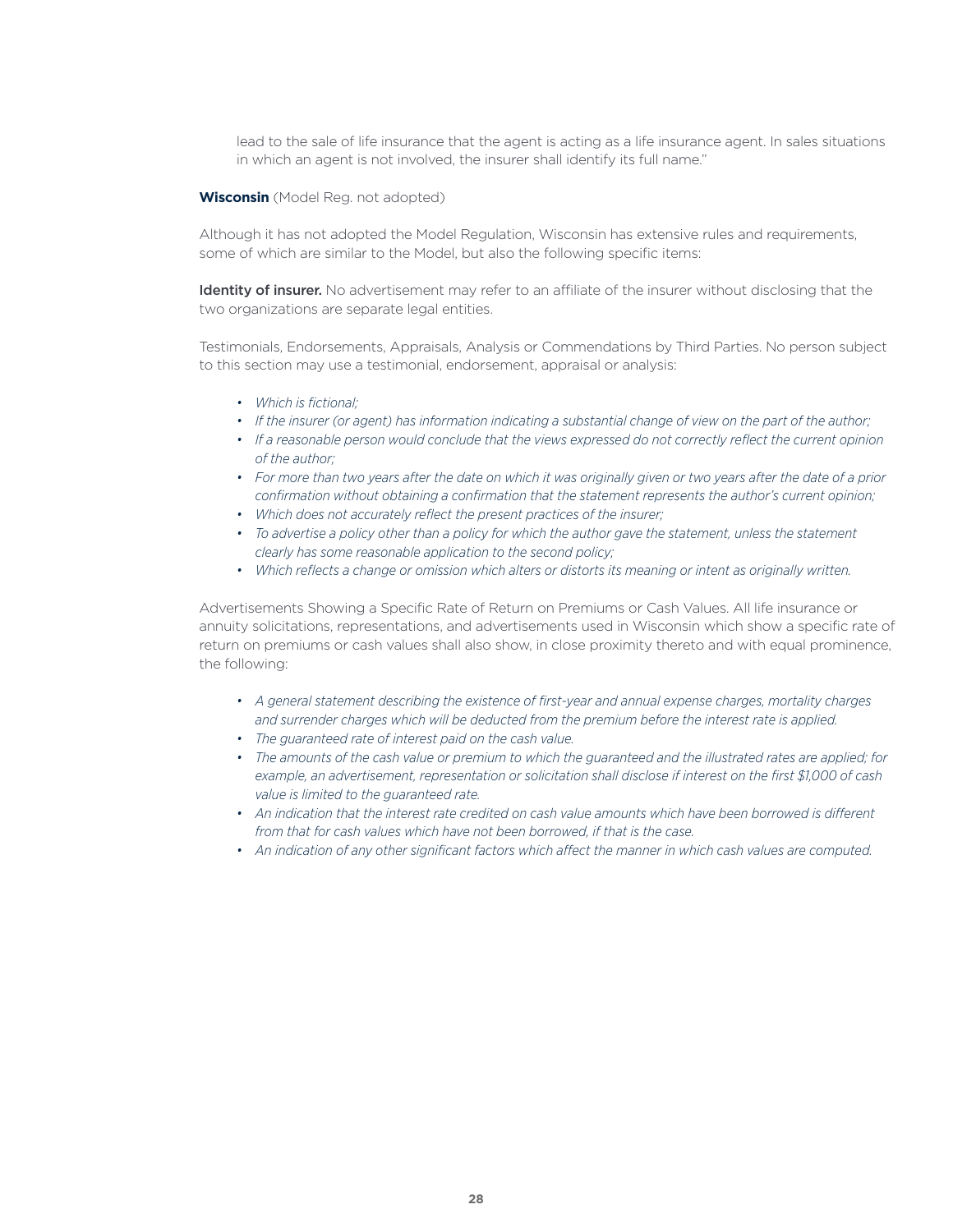lead to the sale of life insurance that the agent is acting as a life insurance agent. In sales situations in which an agent is not involved, the insurer shall identify its full name."

**Wisconsin** (Model Reg. not adopted)

Although it has not adopted the Model Regulation, Wisconsin has extensive rules and requirements, some of which are similar to the Model, but also the following specific items:

**Identity of insurer.** No advertisement may refer to an affiliate of the insurer without disclosing that the two organizations are separate legal entities.

Testimonials, Endorsements, Appraisals, Analysis or Commendations by Third Parties. No person subject to this section may use a testimonial, endorsement, appraisal or analysis:

- *Which is fictional;*
- *If the insurer (or agent) has information indicating a substantial change of view on the part of the author;*
- *If a reasonable person would conclude that the views expressed do not correctly reflect the current opinion of the author;*
- *For more than two years after the date on which it was originally given or two years after the date of a prior confirmation without obtaining a confirmation that the statement represents the author's current opinion;*
- *Which does not accurately reflect the present practices of the insurer;*
- *To advertise a policy other than a policy for which the author gave the statement, unless the statement clearly has some reasonable application to the second policy;*
- *Which reflects a change or omission which alters or distorts its meaning or intent as originally written.*

Advertisements Showing a Specific Rate of Return on Premiums or Cash Values. All life insurance or annuity solicitations, representations, and advertisements used in Wisconsin which show a specific rate of return on premiums or cash values shall also show, in close proximity thereto and with equal prominence, the following:

- *A general statement describing the existence of first-year and annual expense charges, mortality charges and surrender charges which will be deducted from the premium before the interest rate is applied.*
- *The guaranteed rate of interest paid on the cash value.*
- *The amounts of the cash value or premium to which the guaranteed and the illustrated rates are applied; for example, an advertisement, representation or solicitation shall disclose if interest on the first $1,000 of cash value is limited to the guaranteed rate.*
- *An indication that the interest rate credited on cash value amounts which have been borrowed is different from that for cash values which have not been borrowed, if that is the case.*
- *An indication of any other significant factors which affect the manner in which cash values are computed.*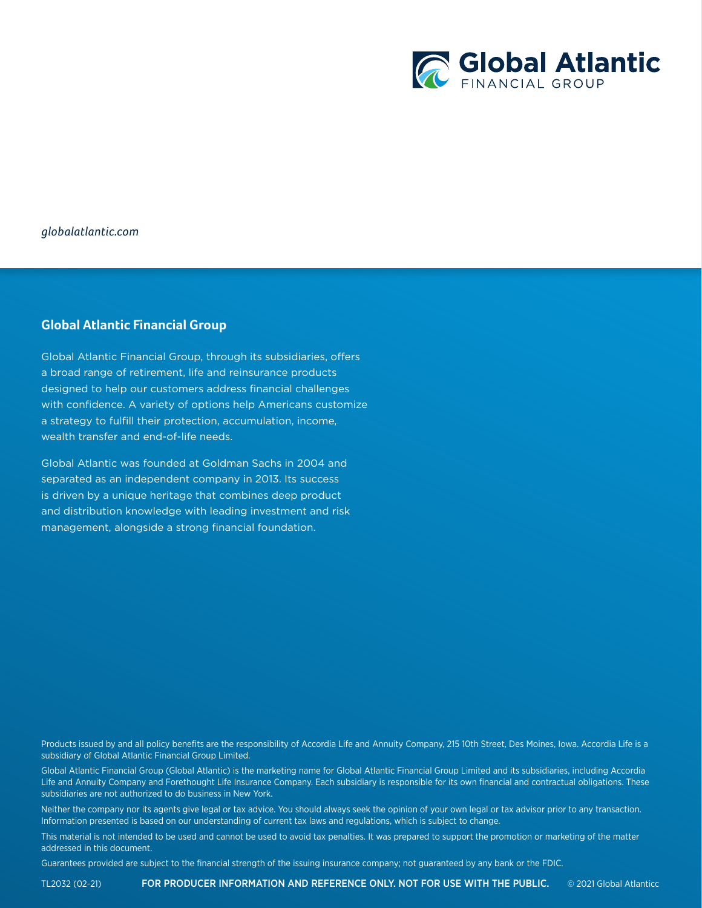Global Atlantic
FINANCIAL GROUP

*globalatlantic.com*

## Global Atlantic Financial Group

Global Atlantic Financial Group, through its subsidiaries, offers a broad range of retirement, life and reinsurance products designed to help our customers address financial challenges with confidence. A variety of options help Americans customize a strategy to fulfill their protection, accumulation, income, wealth transfer and end-of-life needs.

Global Atlantic was founded at Goldman Sachs in 2004 and separated as an independent company in 2013. Its success is driven by a unique heritage that combines deep product and distribution knowledge with leading investment and risk management, alongside a strong financial foundation.

Products issued by and all policy benefits are the responsibility of Accordia Life and Annuity Company, 215 10th Street, Des Moines, Iowa. Accordia Life is a subsidiary of Global Atlantic Financial Group Limited.

Global Atlantic Financial Group (Global Atlantic) is the marketing name for Global Atlantic Financial Group Limited and its subsidiaries, including Accordia Life and Annuity Company and Forethought Life Insurance Company. Each subsidiary is responsible for its own financial and contractual obligations. These subsidiaries are not authorized to do business in New York.

Neither the company nor its agents give legal or tax advice. You should always seek the opinion of your own legal or tax advisor prior to any transaction. Information presented is based on our understanding of current tax laws and regulations, which is subject to change.

This material is not intended to be used and cannot be used to avoid tax penalties. It was prepared to support the promotion or marketing of the matter addressed in this document.

Guarantees provided are subject to the financial strength of the issuing insurance company; not guaranteed by any bank or the FDIC.

TL2032 (02-21) **FOR PRODUCER INFORMATION AND REFERENCE ONLY. NOT FOR USE WITH THE PUBLIC.** © 2021 Global Atlanticc